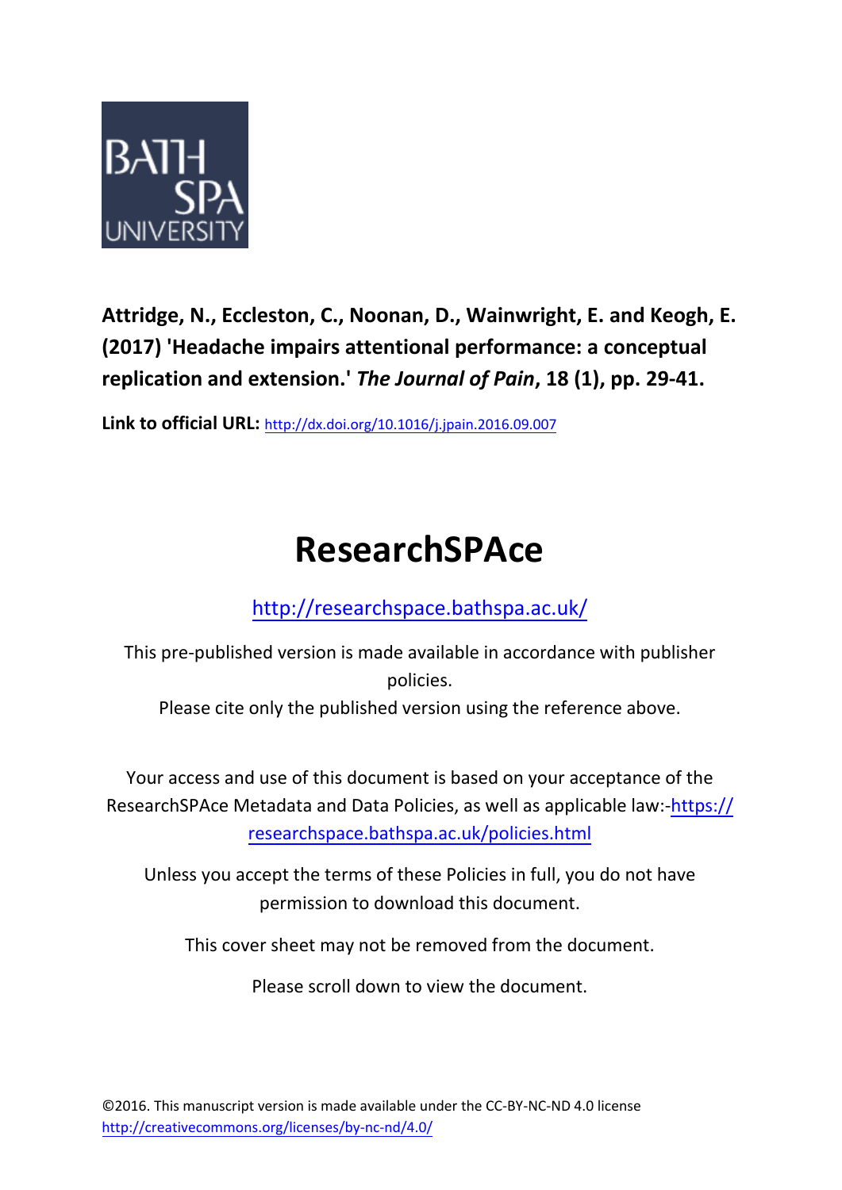**Attridge, N., Eccleston, C., Noonan, D., Wainwright, E. and Keogh, E. (2017) 'Headache impairs attentional performance: a conceptual replication and extension.' *The Journal of Pain*, 18 (1), pp. 29-41.**

**Link to official URL:** http://dx.doi.org/10.1016/j.jpain.2016.09.007

# ResearchSPAce

http://researchspace.bathspa.ac.uk/

This pre-published version is made available in accordance with publisher policies.

Please cite only the published version using the reference above.

Your access and use of this document is based on your acceptance of the ResearchSPAce Metadata and Data Policies, as well as applicable law:-https://researchspace.bathspa.ac.uk/policies.html

Unless you accept the terms of these Policies in full, you do not have permission to download this document.

This cover sheet may not be removed from the document.

Please scroll down to view the document.

©2016. This manuscript version is made available under the CC-BY-NC-ND 4.0 license http://creativecommons.org/licenses/by-nc-nd/4.0/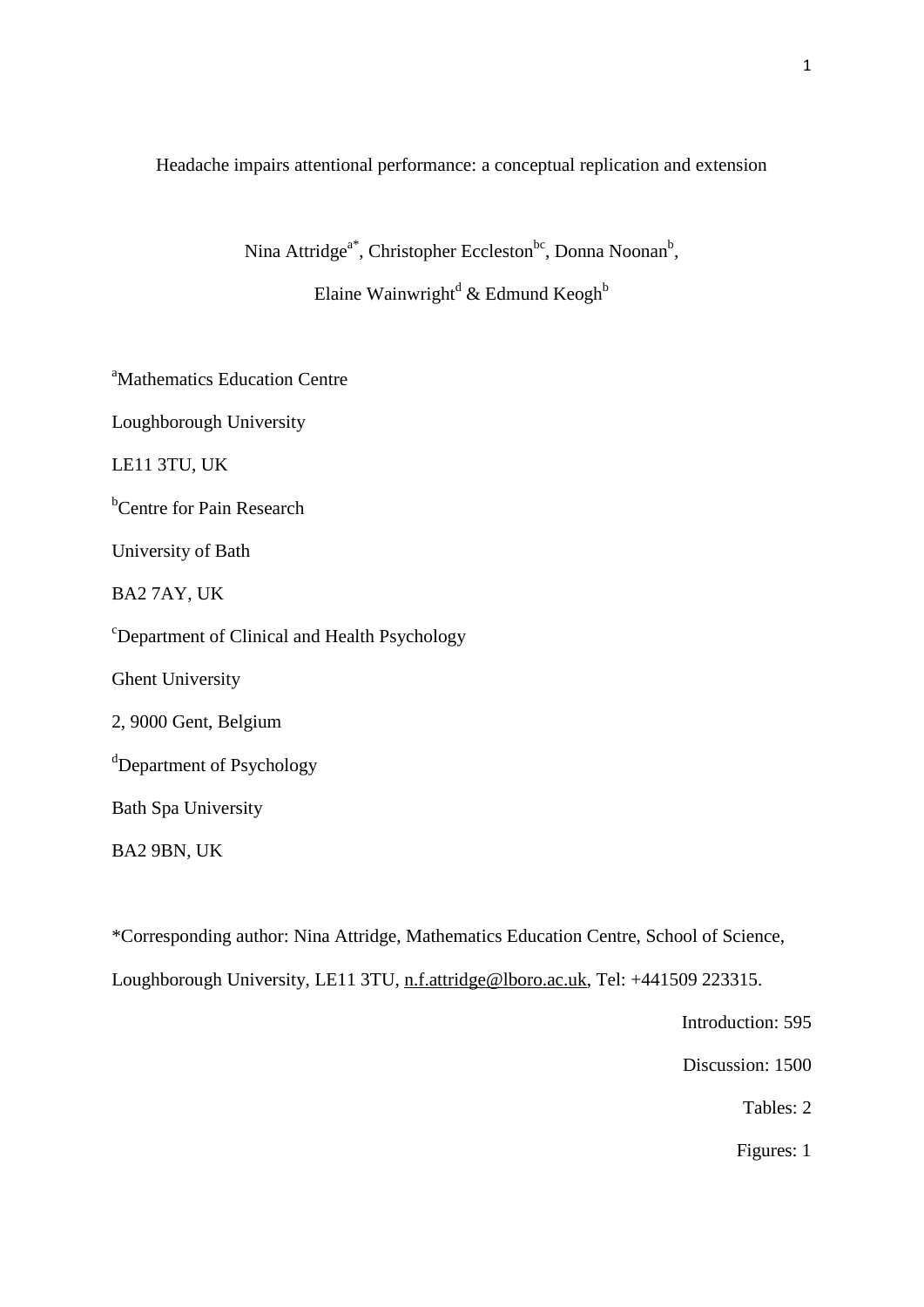# Headache impairs attentional performance: a conceptual replication and extension

Nina Attridge[a*], Christopher Eccleston[bc], Donna Noonan[b],

Elaine Wainwright[d] & Edmund Keogh[b]

[a]Mathematics Education Centre

Loughborough University

LE11 3TU, UK

[b]Centre for Pain Research

University of Bath

BA2 7AY, UK

[c]Department of Clinical and Health Psychology

Ghent University

2, 9000 Gent, Belgium

[d]Department of Psychology

Bath Spa University

BA2 9BN, UK

*Corresponding author: Nina Attridge, Mathematics Education Centre, School of Science, Loughborough University, LE11 3TU, n.f.attridge@lboro.ac.uk, Tel: +441509 223315.

Introduction: 595

Discussion: 1500

Tables: 2

Figures: 1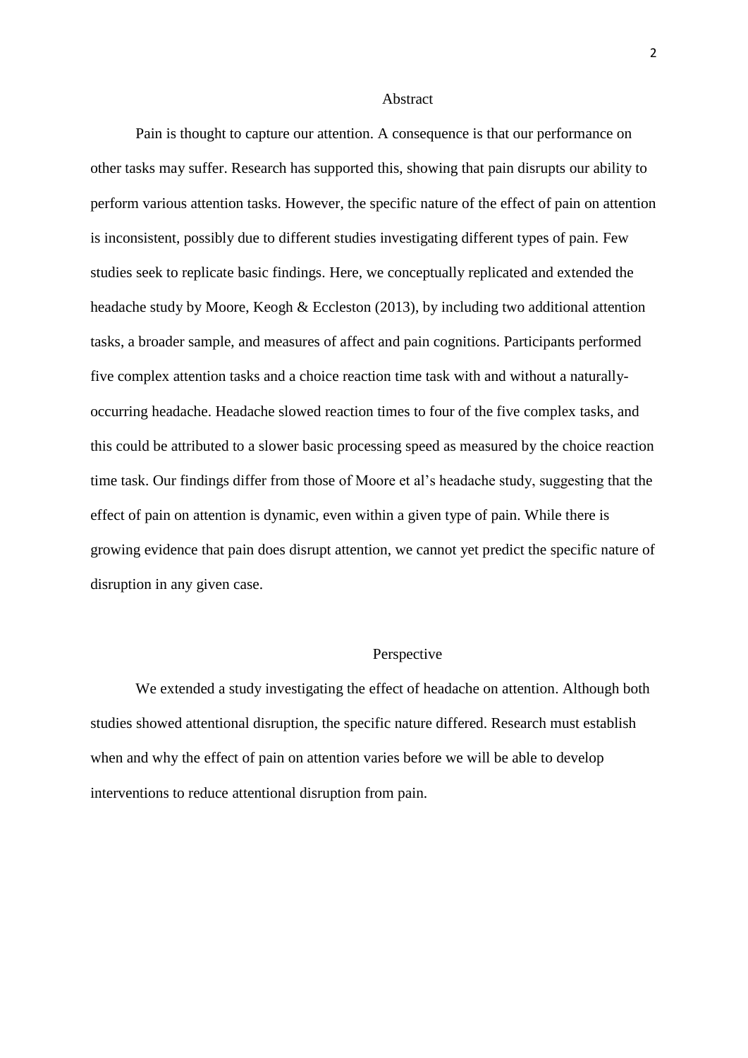## Abstract

Pain is thought to capture our attention. A consequence is that our performance on other tasks may suffer. Research has supported this, showing that pain disrupts our ability to perform various attention tasks. However, the specific nature of the effect of pain on attention is inconsistent, possibly due to different studies investigating different types of pain. Few studies seek to replicate basic findings. Here, we conceptually replicated and extended the headache study by Moore, Keogh & Eccleston (2013), by including two additional attention tasks, a broader sample, and measures of affect and pain cognitions. Participants performed five complex attention tasks and a choice reaction time task with and without a naturally-occurring headache. Headache slowed reaction times to four of the five complex tasks, and this could be attributed to a slower basic processing speed as measured by the choice reaction time task. Our findings differ from those of Moore et al's headache study, suggesting that the effect of pain on attention is dynamic, even within a given type of pain. While there is growing evidence that pain does disrupt attention, we cannot yet predict the specific nature of disruption in any given case.

## Perspective

We extended a study investigating the effect of headache on attention. Although both studies showed attentional disruption, the specific nature differed. Research must establish when and why the effect of pain on attention varies before we will be able to develop interventions to reduce attentional disruption from pain.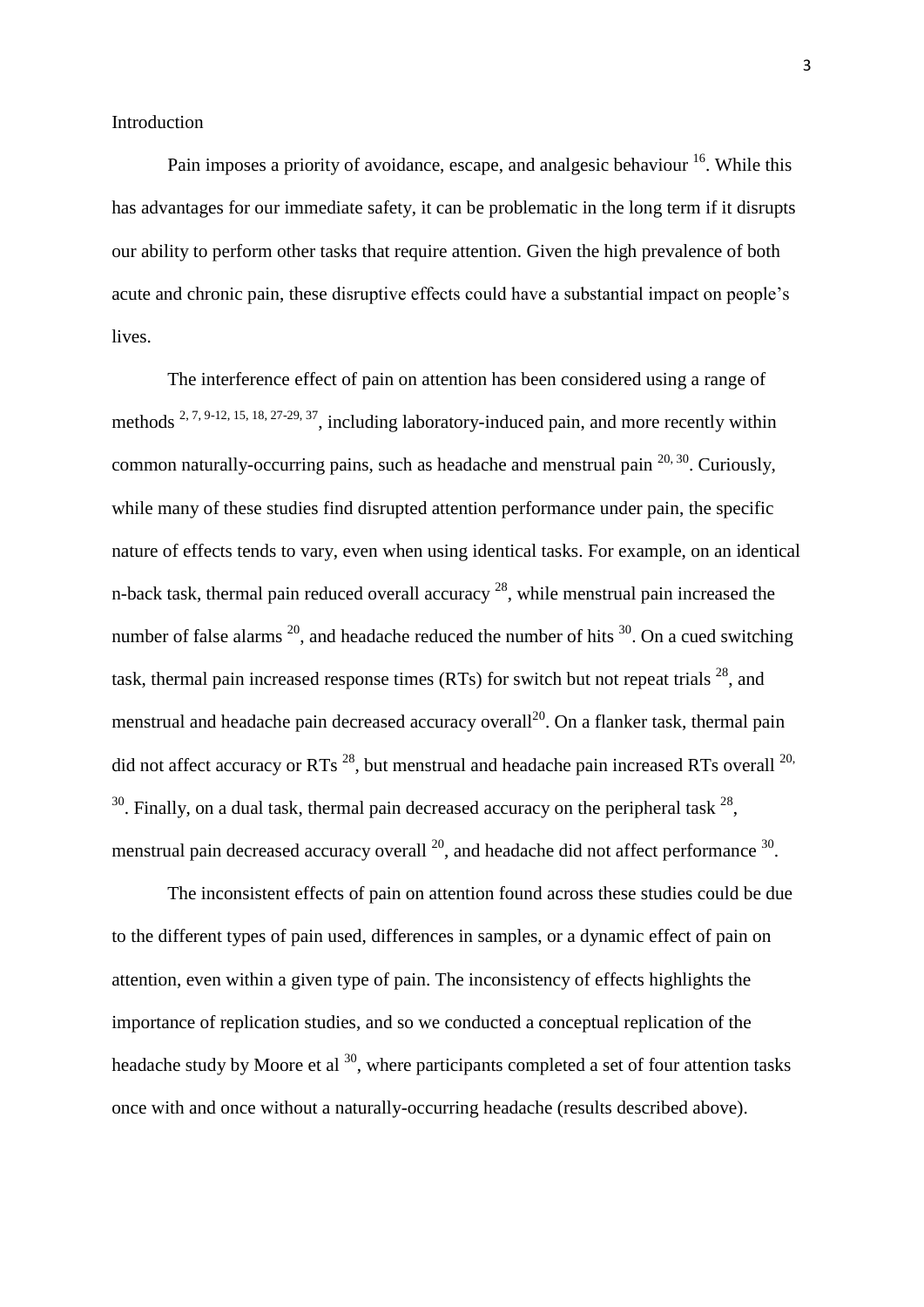Introduction

Pain imposes a priority of avoidance, escape, and analgesic behaviour [16]. While this has advantages for our immediate safety, it can be problematic in the long term if it disrupts our ability to perform other tasks that require attention. Given the high prevalence of both acute and chronic pain, these disruptive effects could have a substantial impact on people's lives.

The interference effect of pain on attention has been considered using a range of methods [2, 7, 9-12, 15, 18, 27-29, 37], including laboratory-induced pain, and more recently within common naturally-occurring pains, such as headache and menstrual pain [20, 30]. Curiously, while many of these studies find disrupted attention performance under pain, the specific nature of effects tends to vary, even when using identical tasks. For example, on an identical n-back task, thermal pain reduced overall accuracy [28], while menstrual pain increased the number of false alarms [20], and headache reduced the number of hits [30]. On a cued switching task, thermal pain increased response times (RTs) for switch but not repeat trials [28], and menstrual and headache pain decreased accuracy overall[20]. On a flanker task, thermal pain did not affect accuracy or RTs [28], but menstrual and headache pain increased RTs overall [20, 30]. Finally, on a dual task, thermal pain decreased accuracy on the peripheral task [28], menstrual pain decreased accuracy overall [20], and headache did not affect performance [30].

The inconsistent effects of pain on attention found across these studies could be due to the different types of pain used, differences in samples, or a dynamic effect of pain on attention, even within a given type of pain. The inconsistency of effects highlights the importance of replication studies, and so we conducted a conceptual replication of the headache study by Moore et al [30], where participants completed a set of four attention tasks once with and once without a naturally-occurring headache (results described above).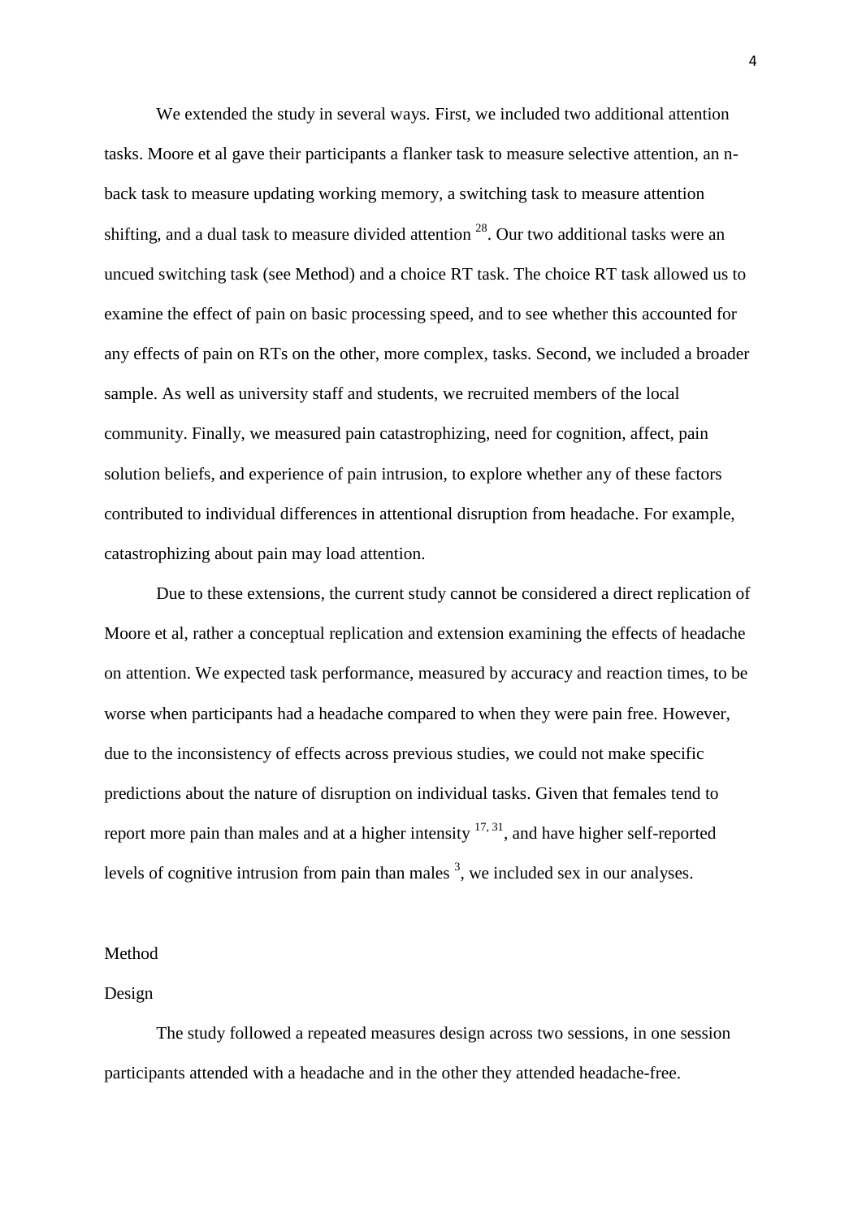We extended the study in several ways. First, we included two additional attention tasks. Moore et al gave their participants a flanker task to measure selective attention, an n-back task to measure updating working memory, a switching task to measure attention shifting, and a dual task to measure divided attention [28]. Our two additional tasks were an uncued switching task (see Method) and a choice RT task. The choice RT task allowed us to examine the effect of pain on basic processing speed, and to see whether this accounted for any effects of pain on RTs on the other, more complex, tasks. Second, we included a broader sample. As well as university staff and students, we recruited members of the local community. Finally, we measured pain catastrophizing, need for cognition, affect, pain solution beliefs, and experience of pain intrusion, to explore whether any of these factors contributed to individual differences in attentional disruption from headache. For example, catastrophizing about pain may load attention.

Due to these extensions, the current study cannot be considered a direct replication of Moore et al, rather a conceptual replication and extension examining the effects of headache on attention. We expected task performance, measured by accuracy and reaction times, to be worse when participants had a headache compared to when they were pain free. However, due to the inconsistency of effects across previous studies, we could not make specific predictions about the nature of disruption on individual tasks. Given that females tend to report more pain than males and at a higher intensity [17, 31], and have higher self-reported levels of cognitive intrusion from pain than males [3], we included sex in our analyses.

## Method

### Design

The study followed a repeated measures design across two sessions, in one session participants attended with a headache and in the other they attended headache-free.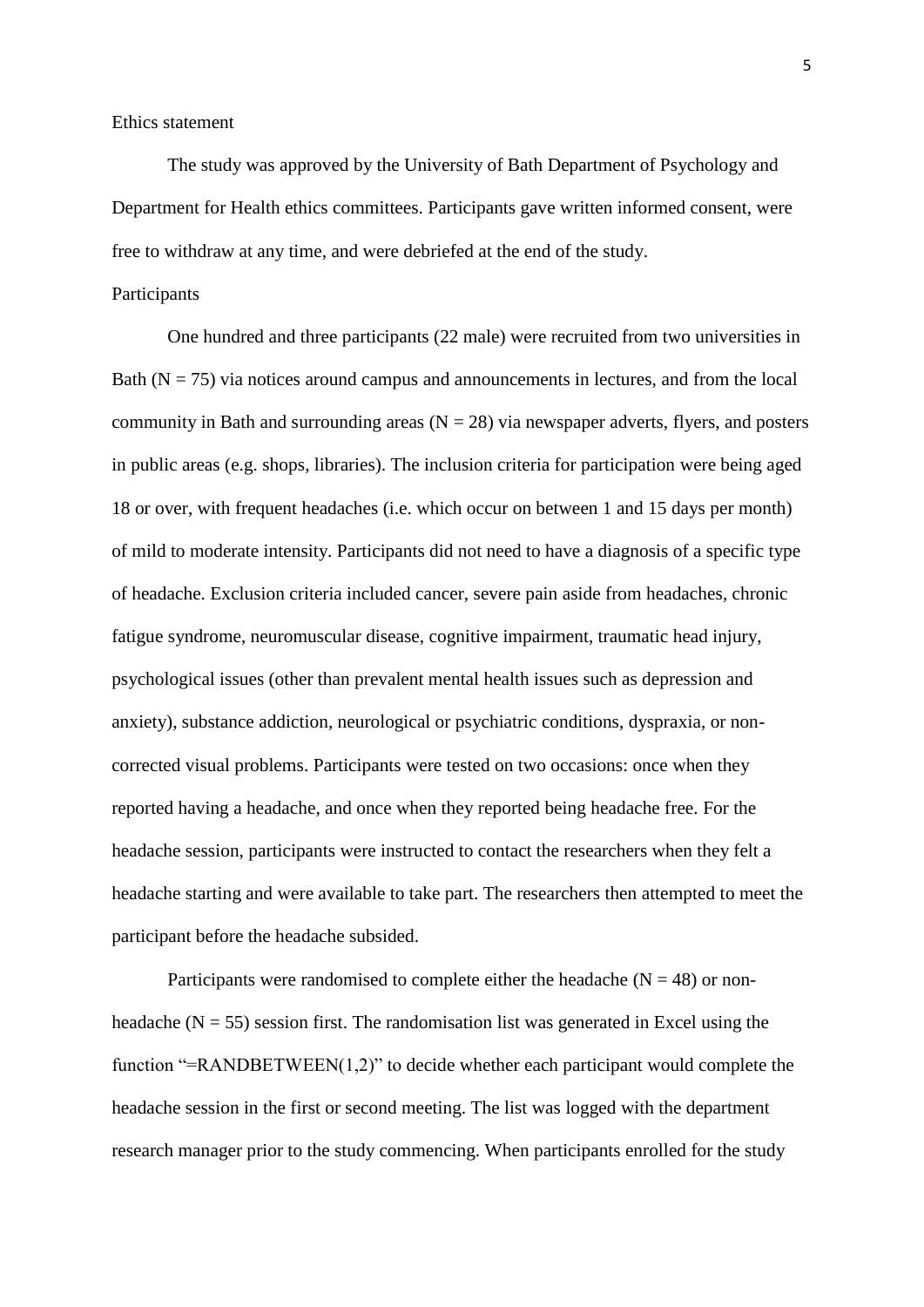## Ethics statement

The study was approved by the University of Bath Department of Psychology and Department for Health ethics committees. Participants gave written informed consent, were free to withdraw at any time, and were debriefed at the end of the study.

## Participants

One hundred and three participants (22 male) were recruited from two universities in Bath (N = 75) via notices around campus and announcements in lectures, and from the local community in Bath and surrounding areas (N = 28) via newspaper adverts, flyers, and posters in public areas (e.g. shops, libraries). The inclusion criteria for participation were being aged 18 or over, with frequent headaches (i.e. which occur on between 1 and 15 days per month) of mild to moderate intensity. Participants did not need to have a diagnosis of a specific type of headache. Exclusion criteria included cancer, severe pain aside from headaches, chronic fatigue syndrome, neuromuscular disease, cognitive impairment, traumatic head injury, psychological issues (other than prevalent mental health issues such as depression and anxiety), substance addiction, neurological or psychiatric conditions, dyspraxia, or non-corrected visual problems. Participants were tested on two occasions: once when they reported having a headache, and once when they reported being headache free. For the headache session, participants were instructed to contact the researchers when they felt a headache starting and were available to take part. The researchers then attempted to meet the participant before the headache subsided.

Participants were randomised to complete either the headache (N = 48) or non-headache (N = 55) session first. The randomisation list was generated in Excel using the function "=RANDBETWEEN(1,2)" to decide whether each participant would complete the headache session in the first or second meeting. The list was logged with the department research manager prior to the study commencing. When participants enrolled for the study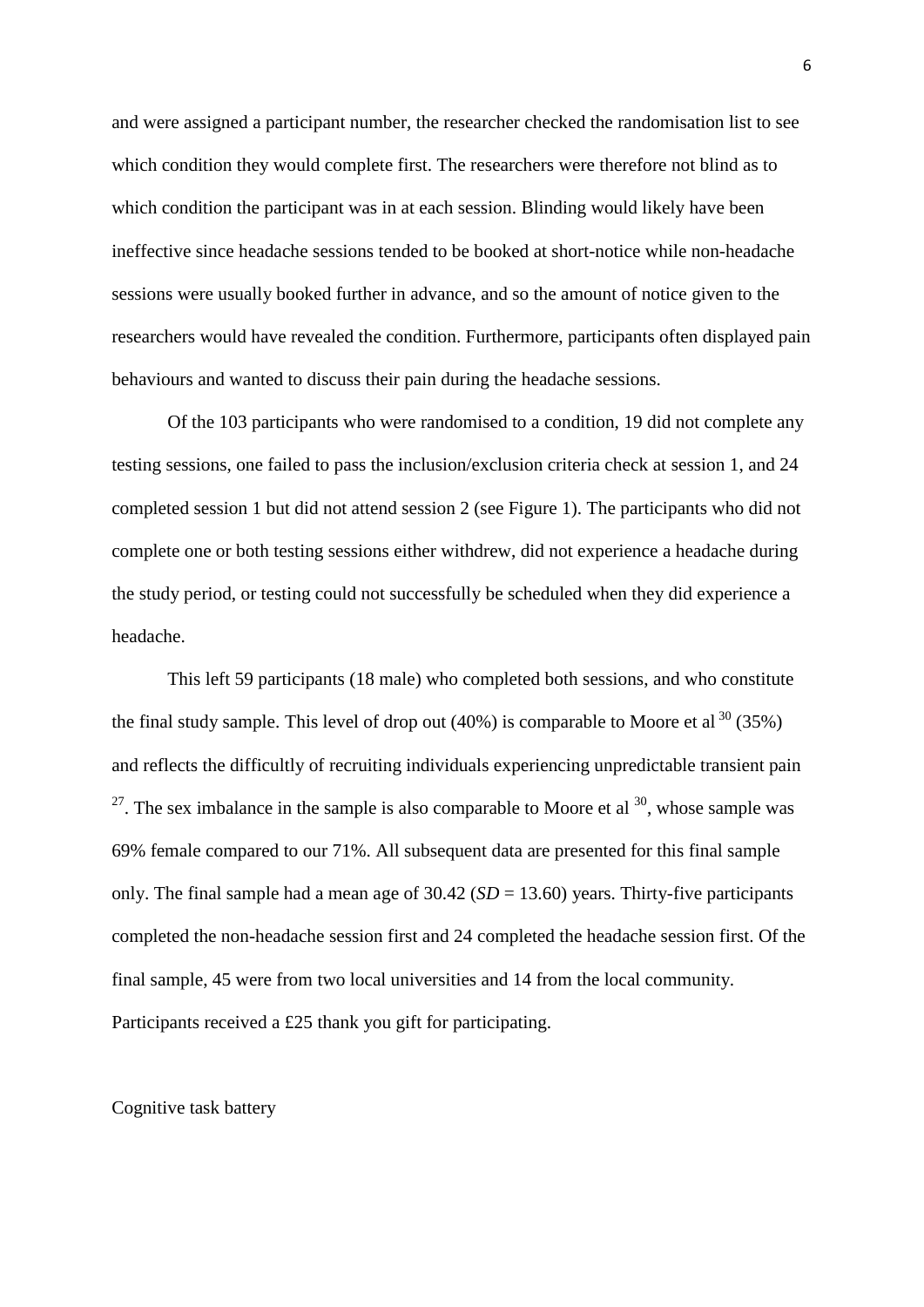and were assigned a participant number, the researcher checked the randomisation list to see which condition they would complete first. The researchers were therefore not blind as to which condition the participant was in at each session. Blinding would likely have been ineffective since headache sessions tended to be booked at short-notice while non-headache sessions were usually booked further in advance, and so the amount of notice given to the researchers would have revealed the condition. Furthermore, participants often displayed pain behaviours and wanted to discuss their pain during the headache sessions.

Of the 103 participants who were randomised to a condition, 19 did not complete any testing sessions, one failed to pass the inclusion/exclusion criteria check at session 1, and 24 completed session 1 but did not attend session 2 (see Figure 1). The participants who did not complete one or both testing sessions either withdrew, did not experience a headache during the study period, or testing could not successfully be scheduled when they did experience a headache.

This left 59 participants (18 male) who completed both sessions, and who constitute the final study sample. This level of drop out (40%) is comparable to Moore et al [30] (35%) and reflects the difficultly of recruiting individuals experiencing unpredictable transient pain [27]. The sex imbalance in the sample is also comparable to Moore et al [30], whose sample was 69% female compared to our 71%. All subsequent data are presented for this final sample only. The final sample had a mean age of 30.42 (*SD* = 13.60) years. Thirty-five participants completed the non-headache session first and 24 completed the headache session first. Of the final sample, 45 were from two local universities and 14 from the local community. Participants received a £25 thank you gift for participating.

Cognitive task battery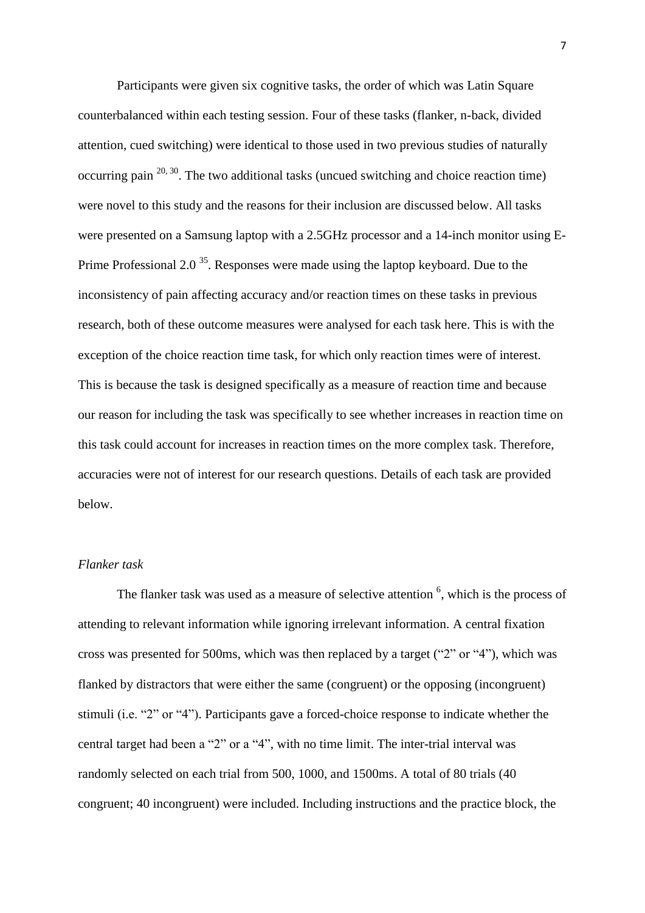Participants were given six cognitive tasks, the order of which was Latin Square counterbalanced within each testing session. Four of these tasks (flanker, n-back, divided attention, cued switching) were identical to those used in two previous studies of naturally occurring pain [20, 30]. The two additional tasks (uncued switching and choice reaction time) were novel to this study and the reasons for their inclusion are discussed below. All tasks were presented on a Samsung laptop with a 2.5GHz processor and a 14-inch monitor using E-Prime Professional 2.0 [35]. Responses were made using the laptop keyboard. Due to the inconsistency of pain affecting accuracy and/or reaction times on these tasks in previous research, both of these outcome measures were analysed for each task here. This is with the exception of the choice reaction time task, for which only reaction times were of interest. This is because the task is designed specifically as a measure of reaction time and because our reason for including the task was specifically to see whether increases in reaction time on this task could account for increases in reaction times on the more complex task. Therefore, accuracies were not of interest for our research questions. Details of each task are provided below.

*Flanker task*

The flanker task was used as a measure of selective attention [6], which is the process of attending to relevant information while ignoring irrelevant information. A central fixation cross was presented for 500ms, which was then replaced by a target ("2" or "4"), which was flanked by distractors that were either the same (congruent) or the opposing (incongruent) stimuli (i.e. "2" or "4"). Participants gave a forced-choice response to indicate whether the central target had been a "2" or a "4", with no time limit. The inter-trial interval was randomly selected on each trial from 500, 1000, and 1500ms. A total of 80 trials (40 congruent; 40 incongruent) were included. Including instructions and the practice block, the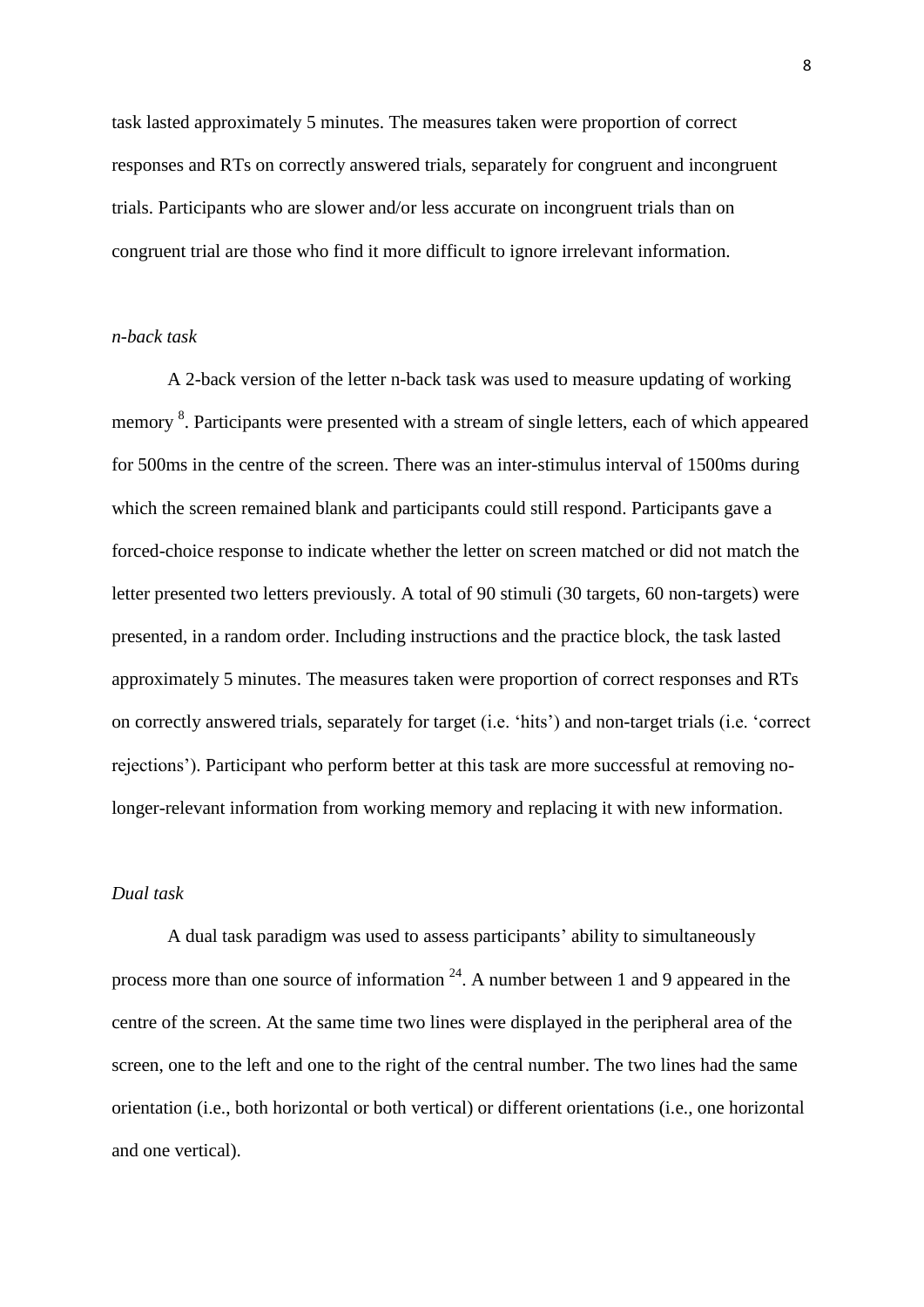task lasted approximately 5 minutes. The measures taken were proportion of correct responses and RTs on correctly answered trials, separately for congruent and incongruent trials. Participants who are slower and/or less accurate on incongruent trials than on congruent trial are those who find it more difficult to ignore irrelevant information.

*n-back task*

A 2-back version of the letter n-back task was used to measure updating of working memory [8]. Participants were presented with a stream of single letters, each of which appeared for 500ms in the centre of the screen. There was an inter-stimulus interval of 1500ms during which the screen remained blank and participants could still respond. Participants gave a forced-choice response to indicate whether the letter on screen matched or did not match the letter presented two letters previously. A total of 90 stimuli (30 targets, 60 non-targets) were presented, in a random order. Including instructions and the practice block, the task lasted approximately 5 minutes. The measures taken were proportion of correct responses and RTs on correctly answered trials, separately for target (i.e. 'hits') and non-target trials (i.e. 'correct rejections'). Participant who perform better at this task are more successful at removing no-longer-relevant information from working memory and replacing it with new information.

*Dual task*

A dual task paradigm was used to assess participants' ability to simultaneously process more than one source of information [24]. A number between 1 and 9 appeared in the centre of the screen. At the same time two lines were displayed in the peripheral area of the screen, one to the left and one to the right of the central number. The two lines had the same orientation (i.e., both horizontal or both vertical) or different orientations (i.e., one horizontal and one vertical).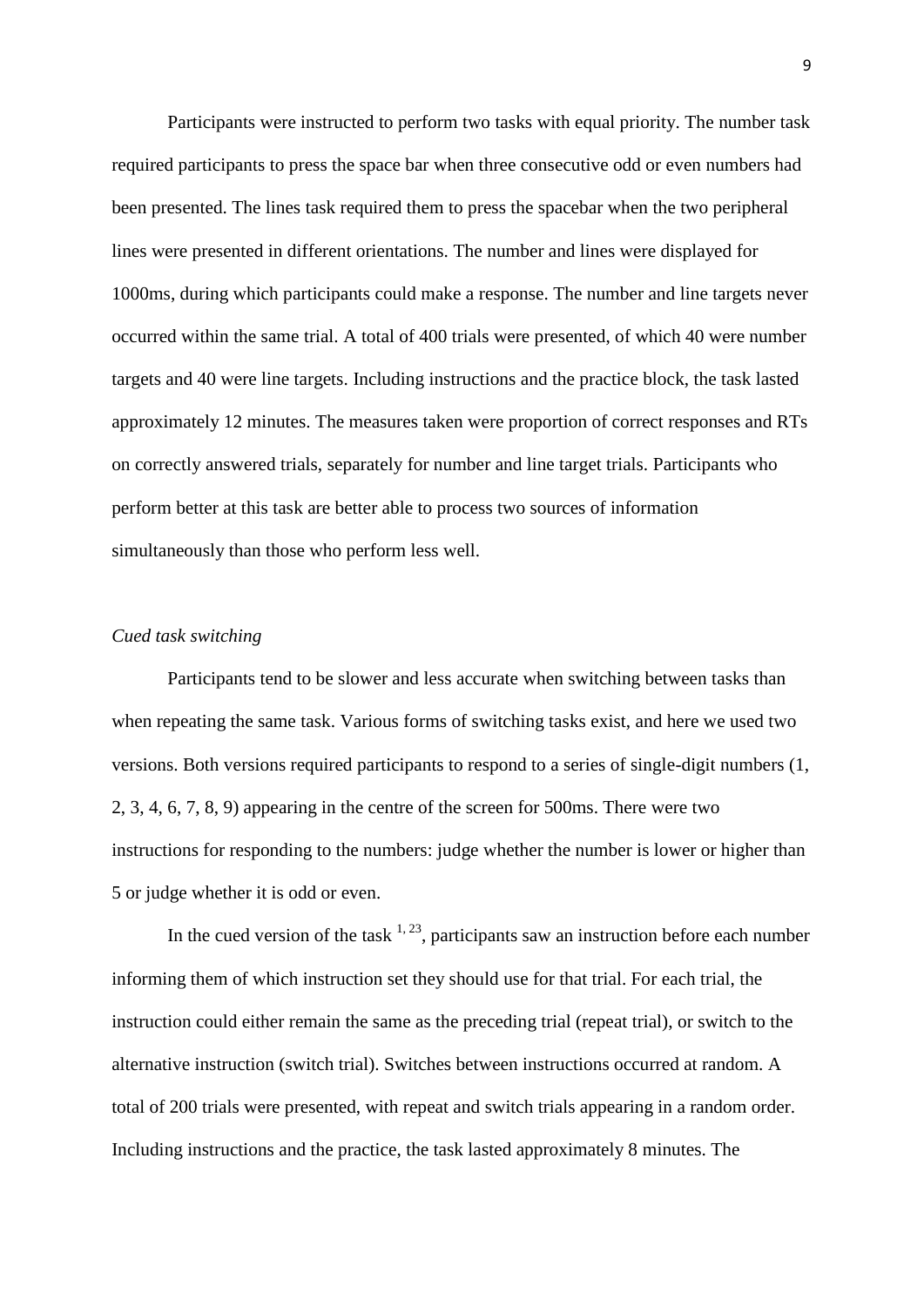Participants were instructed to perform two tasks with equal priority. The number task required participants to press the space bar when three consecutive odd or even numbers had been presented. The lines task required them to press the spacebar when the two peripheral lines were presented in different orientations. The number and lines were displayed for 1000ms, during which participants could make a response. The number and line targets never occurred within the same trial. A total of 400 trials were presented, of which 40 were number targets and 40 were line targets. Including instructions and the practice block, the task lasted approximately 12 minutes. The measures taken were proportion of correct responses and RTs on correctly answered trials, separately for number and line target trials. Participants who perform better at this task are better able to process two sources of information simultaneously than those who perform less well.

*Cued task switching*

Participants tend to be slower and less accurate when switching between tasks than when repeating the same task. Various forms of switching tasks exist, and here we used two versions. Both versions required participants to respond to a series of single-digit numbers (1, 2, 3, 4, 6, 7, 8, 9) appearing in the centre of the screen for 500ms. There were two instructions for responding to the numbers: judge whether the number is lower or higher than 5 or judge whether it is odd or even.

In the cued version of the task [1, 23], participants saw an instruction before each number informing them of which instruction set they should use for that trial. For each trial, the instruction could either remain the same as the preceding trial (repeat trial), or switch to the alternative instruction (switch trial). Switches between instructions occurred at random. A total of 200 trials were presented, with repeat and switch trials appearing in a random order. Including instructions and the practice, the task lasted approximately 8 minutes. The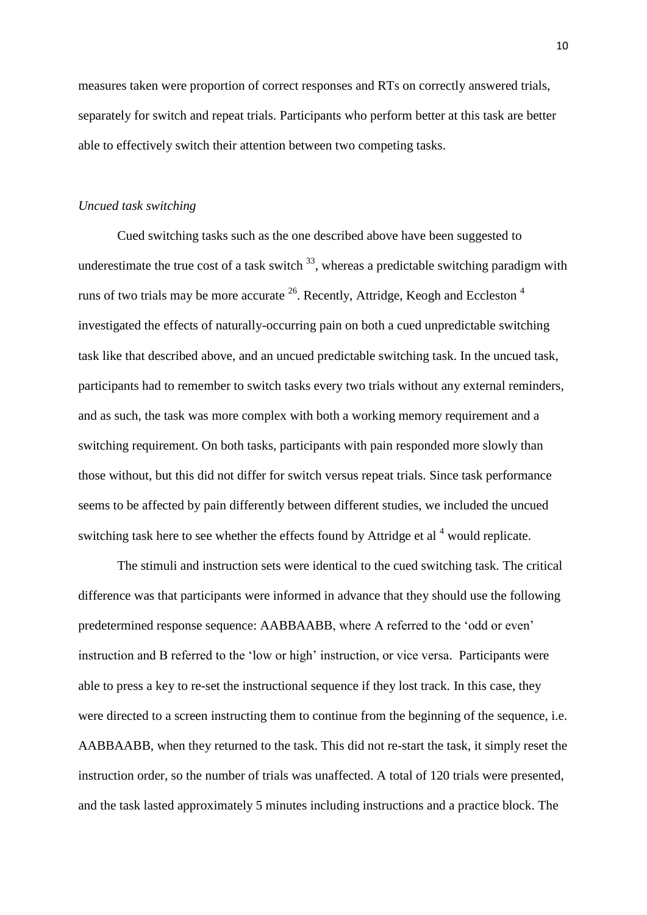measures taken were proportion of correct responses and RTs on correctly answered trials, separately for switch and repeat trials. Participants who perform better at this task are better able to effectively switch their attention between two competing tasks.

*Uncued task switching*

Cued switching tasks such as the one described above have been suggested to underestimate the true cost of a task switch [33], whereas a predictable switching paradigm with runs of two trials may be more accurate [26]. Recently, Attridge, Keogh and Eccleston [4] investigated the effects of naturally-occurring pain on both a cued unpredictable switching task like that described above, and an uncued predictable switching task. In the uncued task, participants had to remember to switch tasks every two trials without any external reminders, and as such, the task was more complex with both a working memory requirement and a switching requirement. On both tasks, participants with pain responded more slowly than those without, but this did not differ for switch versus repeat trials. Since task performance seems to be affected by pain differently between different studies, we included the uncued switching task here to see whether the effects found by Attridge et al [4] would replicate.

The stimuli and instruction sets were identical to the cued switching task. The critical difference was that participants were informed in advance that they should use the following predetermined response sequence: AABBAABB, where A referred to the 'odd or even' instruction and B referred to the 'low or high' instruction, or vice versa. Participants were able to press a key to re-set the instructional sequence if they lost track. In this case, they were directed to a screen instructing them to continue from the beginning of the sequence, i.e. AABBAABB, when they returned to the task. This did not re-start the task, it simply reset the instruction order, so the number of trials was unaffected. A total of 120 trials were presented, and the task lasted approximately 5 minutes including instructions and a practice block. The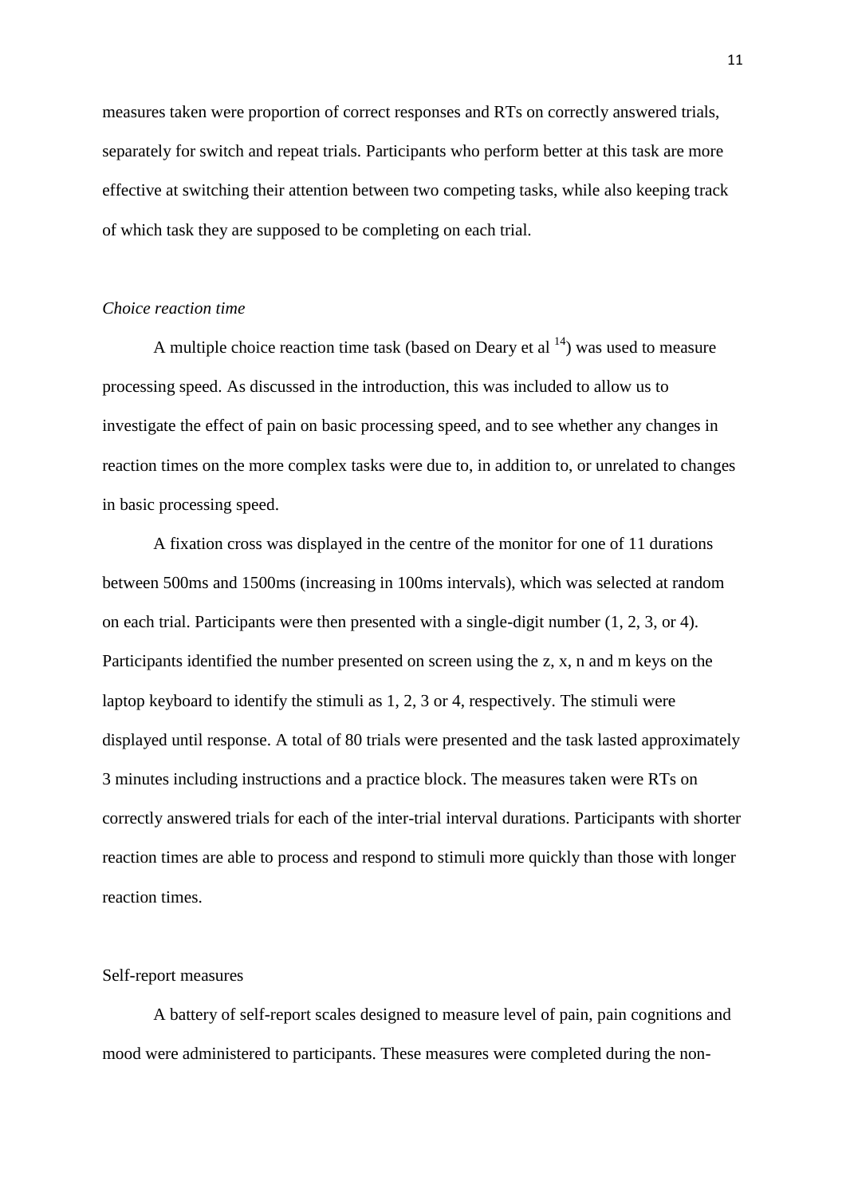measures taken were proportion of correct responses and RTs on correctly answered trials, separately for switch and repeat trials. Participants who perform better at this task are more effective at switching their attention between two competing tasks, while also keeping track of which task they are supposed to be completing on each trial.

*Choice reaction time*

A multiple choice reaction time task (based on Deary et al [14]) was used to measure processing speed. As discussed in the introduction, this was included to allow us to investigate the effect of pain on basic processing speed, and to see whether any changes in reaction times on the more complex tasks were due to, in addition to, or unrelated to changes in basic processing speed.

A fixation cross was displayed in the centre of the monitor for one of 11 durations between 500ms and 1500ms (increasing in 100ms intervals), which was selected at random on each trial. Participants were then presented with a single-digit number (1, 2, 3, or 4). Participants identified the number presented on screen using the z, x, n and m keys on the laptop keyboard to identify the stimuli as 1, 2, 3 or 4, respectively. The stimuli were displayed until response. A total of 80 trials were presented and the task lasted approximately 3 minutes including instructions and a practice block. The measures taken were RTs on correctly answered trials for each of the inter-trial interval durations. Participants with shorter reaction times are able to process and respond to stimuli more quickly than those with longer reaction times.

Self-report measures

A battery of self-report scales designed to measure level of pain, pain cognitions and mood were administered to participants. These measures were completed during the non-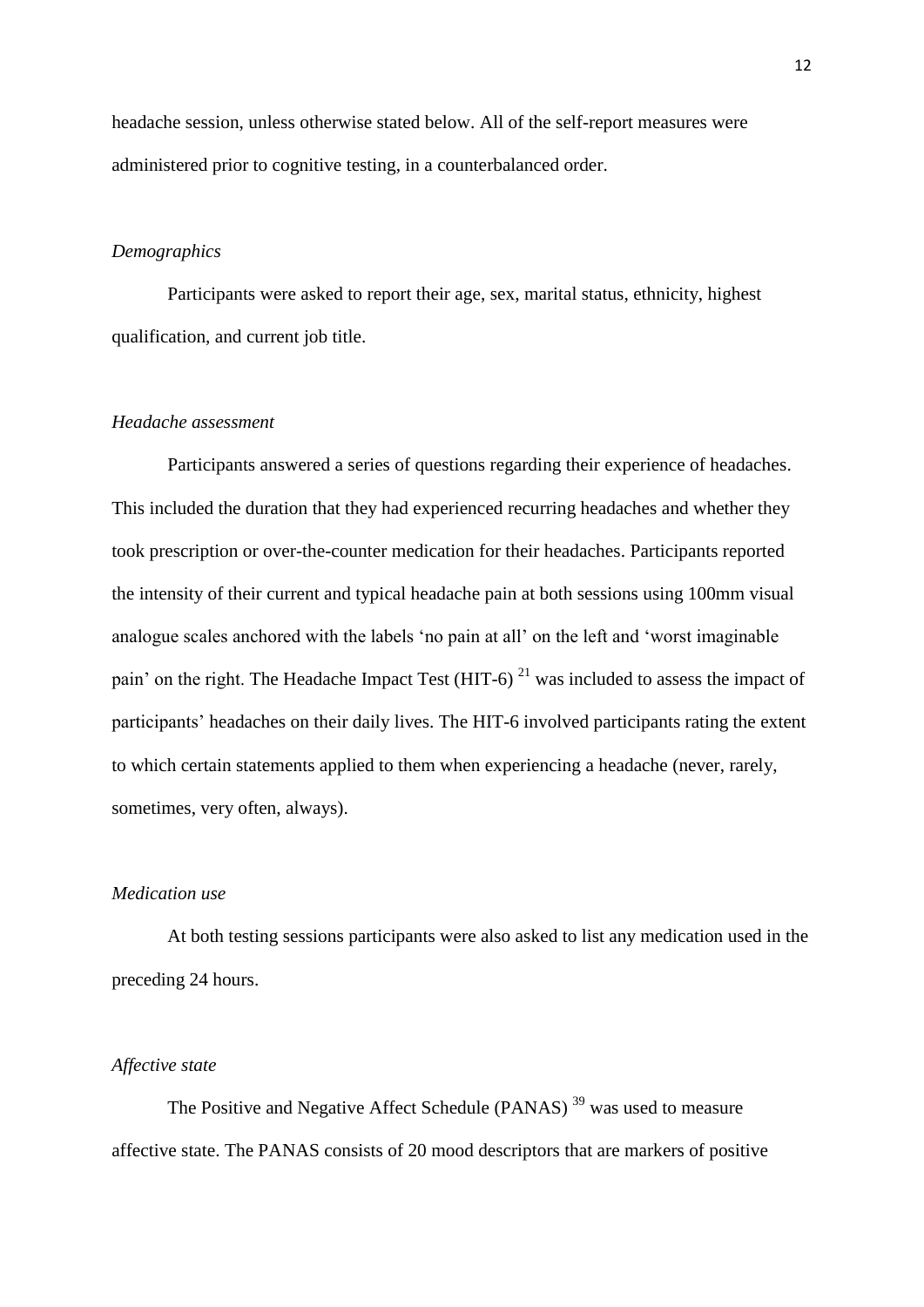headache session, unless otherwise stated below. All of the self-report measures were administered prior to cognitive testing, in a counterbalanced order.

*Demographics*

Participants were asked to report their age, sex, marital status, ethnicity, highest qualification, and current job title.

*Headache assessment*

Participants answered a series of questions regarding their experience of headaches. This included the duration that they had experienced recurring headaches and whether they took prescription or over-the-counter medication for their headaches. Participants reported the intensity of their current and typical headache pain at both sessions using 100mm visual analogue scales anchored with the labels 'no pain at all' on the left and 'worst imaginable pain' on the right. The Headache Impact Test (HIT-6) [21] was included to assess the impact of participants' headaches on their daily lives. The HIT-6 involved participants rating the extent to which certain statements applied to them when experiencing a headache (never, rarely, sometimes, very often, always).

*Medication use*

At both testing sessions participants were also asked to list any medication used in the preceding 24 hours.

*Affective state*

The Positive and Negative Affect Schedule (PANAS) [39] was used to measure affective state. The PANAS consists of 20 mood descriptors that are markers of positive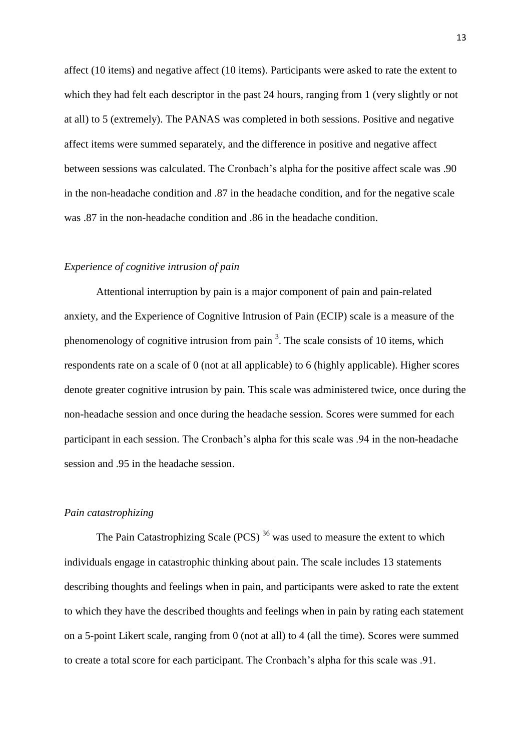affect (10 items) and negative affect (10 items). Participants were asked to rate the extent to which they had felt each descriptor in the past 24 hours, ranging from 1 (very slightly or not at all) to 5 (extremely). The PANAS was completed in both sessions. Positive and negative affect items were summed separately, and the difference in positive and negative affect between sessions was calculated. The Cronbach's alpha for the positive affect scale was .90 in the non-headache condition and .87 in the headache condition, and for the negative scale was .87 in the non-headache condition and .86 in the headache condition.

*Experience of cognitive intrusion of pain*

Attentional interruption by pain is a major component of pain and pain-related anxiety, and the Experience of Cognitive Intrusion of Pain (ECIP) scale is a measure of the phenomenology of cognitive intrusion from pain [3]. The scale consists of 10 items, which respondents rate on a scale of 0 (not at all applicable) to 6 (highly applicable). Higher scores denote greater cognitive intrusion by pain. This scale was administered twice, once during the non-headache session and once during the headache session. Scores were summed for each participant in each session. The Cronbach's alpha for this scale was .94 in the non-headache session and .95 in the headache session.

*Pain catastrophizing*

The Pain Catastrophizing Scale (PCS) [36] was used to measure the extent to which individuals engage in catastrophic thinking about pain. The scale includes 13 statements describing thoughts and feelings when in pain, and participants were asked to rate the extent to which they have the described thoughts and feelings when in pain by rating each statement on a 5-point Likert scale, ranging from 0 (not at all) to 4 (all the time). Scores were summed to create a total score for each participant. The Cronbach's alpha for this scale was .91.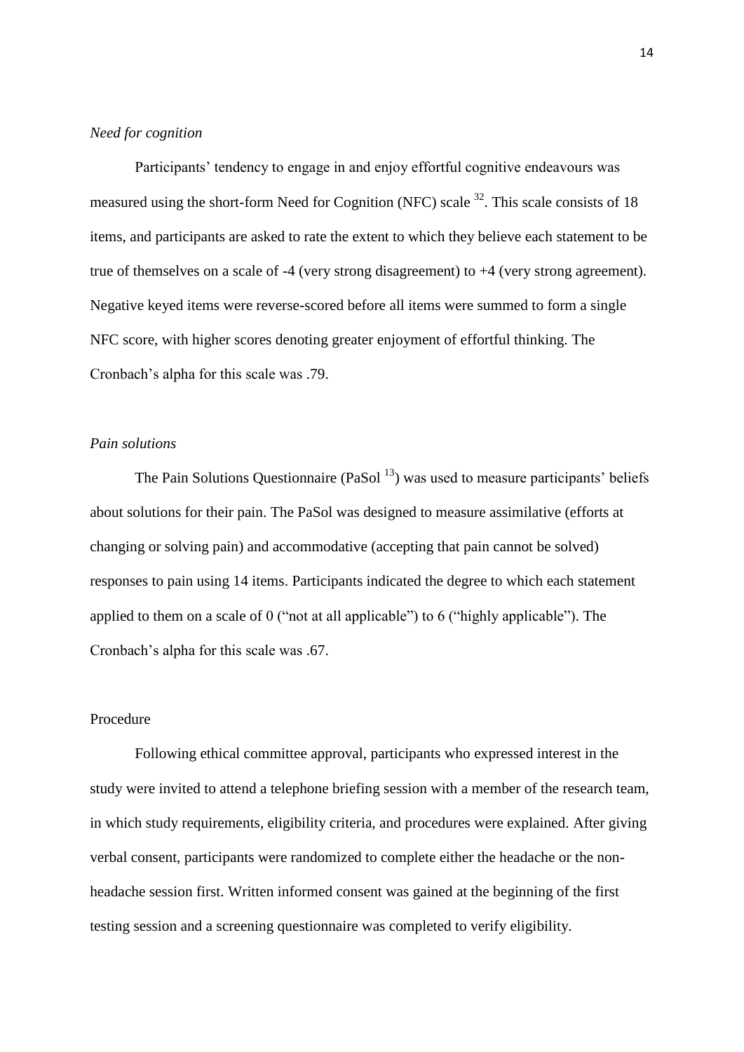*Need for cognition*

Participants' tendency to engage in and enjoy effortful cognitive endeavours was measured using the short-form Need for Cognition (NFC) scale [32]. This scale consists of 18 items, and participants are asked to rate the extent to which they believe each statement to be true of themselves on a scale of -4 (very strong disagreement) to +4 (very strong agreement). Negative keyed items were reverse-scored before all items were summed to form a single NFC score, with higher scores denoting greater enjoyment of effortful thinking. The Cronbach's alpha for this scale was .79.

*Pain solutions*

The Pain Solutions Questionnaire (PaSol [13]) was used to measure participants' beliefs about solutions for their pain. The PaSol was designed to measure assimilative (efforts at changing or solving pain) and accommodative (accepting that pain cannot be solved) responses to pain using 14 items. Participants indicated the degree to which each statement applied to them on a scale of 0 ("not at all applicable") to 6 ("highly applicable"). The Cronbach's alpha for this scale was .67.

Procedure

Following ethical committee approval, participants who expressed interest in the study were invited to attend a telephone briefing session with a member of the research team, in which study requirements, eligibility criteria, and procedures were explained. After giving verbal consent, participants were randomized to complete either the headache or the non-headache session first. Written informed consent was gained at the beginning of the first testing session and a screening questionnaire was completed to verify eligibility.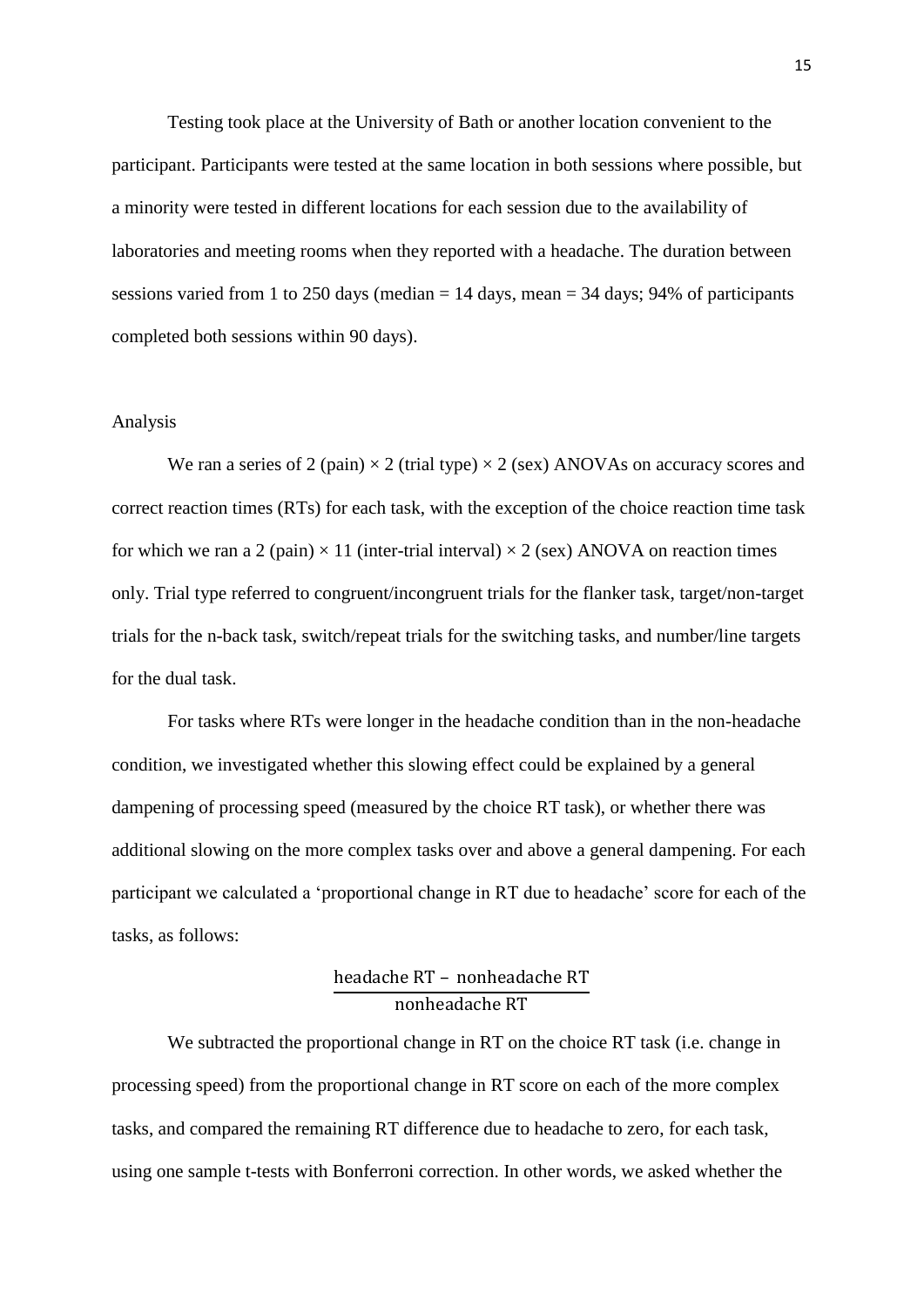Testing took place at the University of Bath or another location convenient to the participant. Participants were tested at the same location in both sessions where possible, but a minority were tested in different locations for each session due to the availability of laboratories and meeting rooms when they reported with a headache. The duration between sessions varied from 1 to 250 days (median = 14 days, mean = 34 days; 94% of participants completed both sessions within 90 days).

## Analysis

We ran a series of 2 (pain) × 2 (trial type) × 2 (sex) ANOVAs on accuracy scores and correct reaction times (RTs) for each task, with the exception of the choice reaction time task for which we ran a 2 (pain) × 11 (inter-trial interval) × 2 (sex) ANOVA on reaction times only. Trial type referred to congruent/incongruent trials for the flanker task, target/non-target trials for the n-back task, switch/repeat trials for the switching tasks, and number/line targets for the dual task.

For tasks where RTs were longer in the headache condition than in the non-headache condition, we investigated whether this slowing effect could be explained by a general dampening of processing speed (measured by the choice RT task), or whether there was additional slowing on the more complex tasks over and above a general dampening. For each participant we calculated a 'proportional change in RT due to headache' score for each of the tasks, as follows:

$$\frac{\text{headache RT} - \text{nonheadache RT}}{\text{nonheadache RT}}$$

We subtracted the proportional change in RT on the choice RT task (i.e. change in processing speed) from the proportional change in RT score on each of the more complex tasks, and compared the remaining RT difference due to headache to zero, for each task, using one sample t-tests with Bonferroni correction. In other words, we asked whether the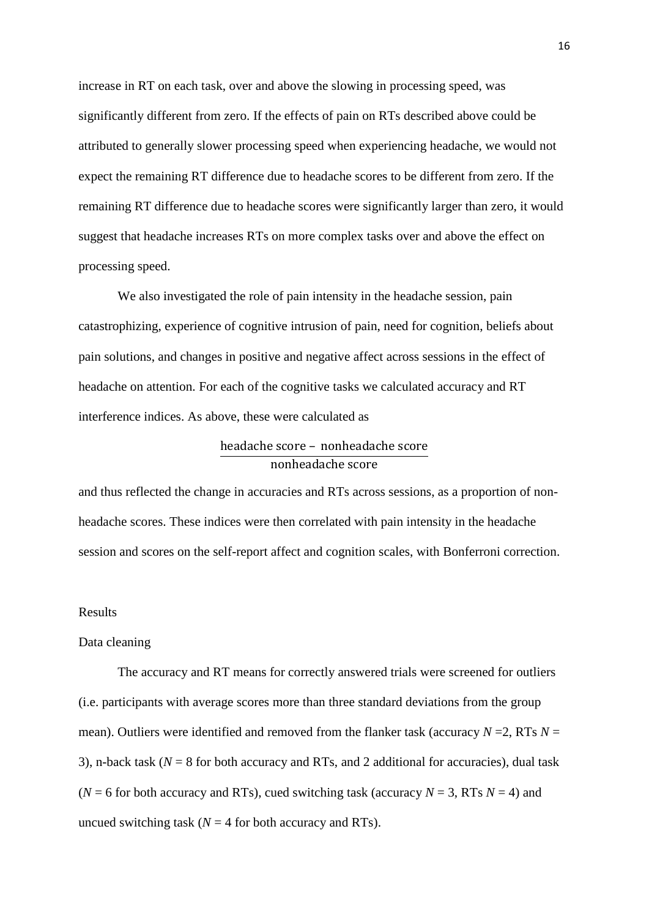increase in RT on each task, over and above the slowing in processing speed, was significantly different from zero. If the effects of pain on RTs described above could be attributed to generally slower processing speed when experiencing headache, we would not expect the remaining RT difference due to headache scores to be different from zero. If the remaining RT difference due to headache scores were significantly larger than zero, it would suggest that headache increases RTs on more complex tasks over and above the effect on processing speed.

We also investigated the role of pain intensity in the headache session, pain catastrophizing, experience of cognitive intrusion of pain, need for cognition, beliefs about pain solutions, and changes in positive and negative affect across sessions in the effect of headache on attention. For each of the cognitive tasks we calculated accuracy and RT interference indices. As above, these were calculated as

$$\frac{\text{headache score} - \text{nonheadache score}}{\text{nonheadache score}}$$

and thus reflected the change in accuracies and RTs across sessions, as a proportion of non-headache scores. These indices were then correlated with pain intensity in the headache session and scores on the self-report affect and cognition scales, with Bonferroni correction.

## Results

### Data cleaning

The accuracy and RT means for correctly answered trials were screened for outliers (i.e. participants with average scores more than three standard deviations from the group mean). Outliers were identified and removed from the flanker task (accuracy $N$ =2, RTs $N$ = 3), n-back task ($N$ = 8 for both accuracy and RTs, and 2 additional for accuracies), dual task ($N$ = 6 for both accuracy and RTs), cued switching task (accuracy $N$ = 3, RTs $N$ = 4) and uncued switching task ($N$ = 4 for both accuracy and RTs).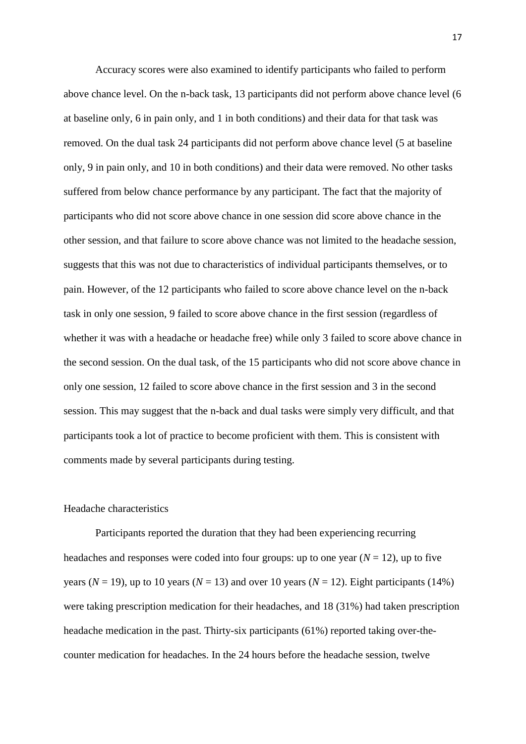Accuracy scores were also examined to identify participants who failed to perform above chance level. On the n-back task, 13 participants did not perform above chance level (6 at baseline only, 6 in pain only, and 1 in both conditions) and their data for that task was removed. On the dual task 24 participants did not perform above chance level (5 at baseline only, 9 in pain only, and 10 in both conditions) and their data were removed. No other tasks suffered from below chance performance by any participant. The fact that the majority of participants who did not score above chance in one session did score above chance in the other session, and that failure to score above chance was not limited to the headache session, suggests that this was not due to characteristics of individual participants themselves, or to pain. However, of the 12 participants who failed to score above chance level on the n-back task in only one session, 9 failed to score above chance in the first session (regardless of whether it was with a headache or headache free) while only 3 failed to score above chance in the second session. On the dual task, of the 15 participants who did not score above chance in only one session, 12 failed to score above chance in the first session and 3 in the second session. This may suggest that the n-back and dual tasks were simply very difficult, and that participants took a lot of practice to become proficient with them. This is consistent with comments made by several participants during testing.

Headache characteristics

Participants reported the duration that they had been experiencing recurring headaches and responses were coded into four groups: up to one year ($N$ = 12), up to five years ($N$ = 19), up to 10 years ($N$ = 13) and over 10 years ($N$ = 12). Eight participants (14%) were taking prescription medication for their headaches, and 18 (31%) had taken prescription headache medication in the past. Thirty-six participants (61%) reported taking over-the-counter medication for headaches. In the 24 hours before the headache session, twelve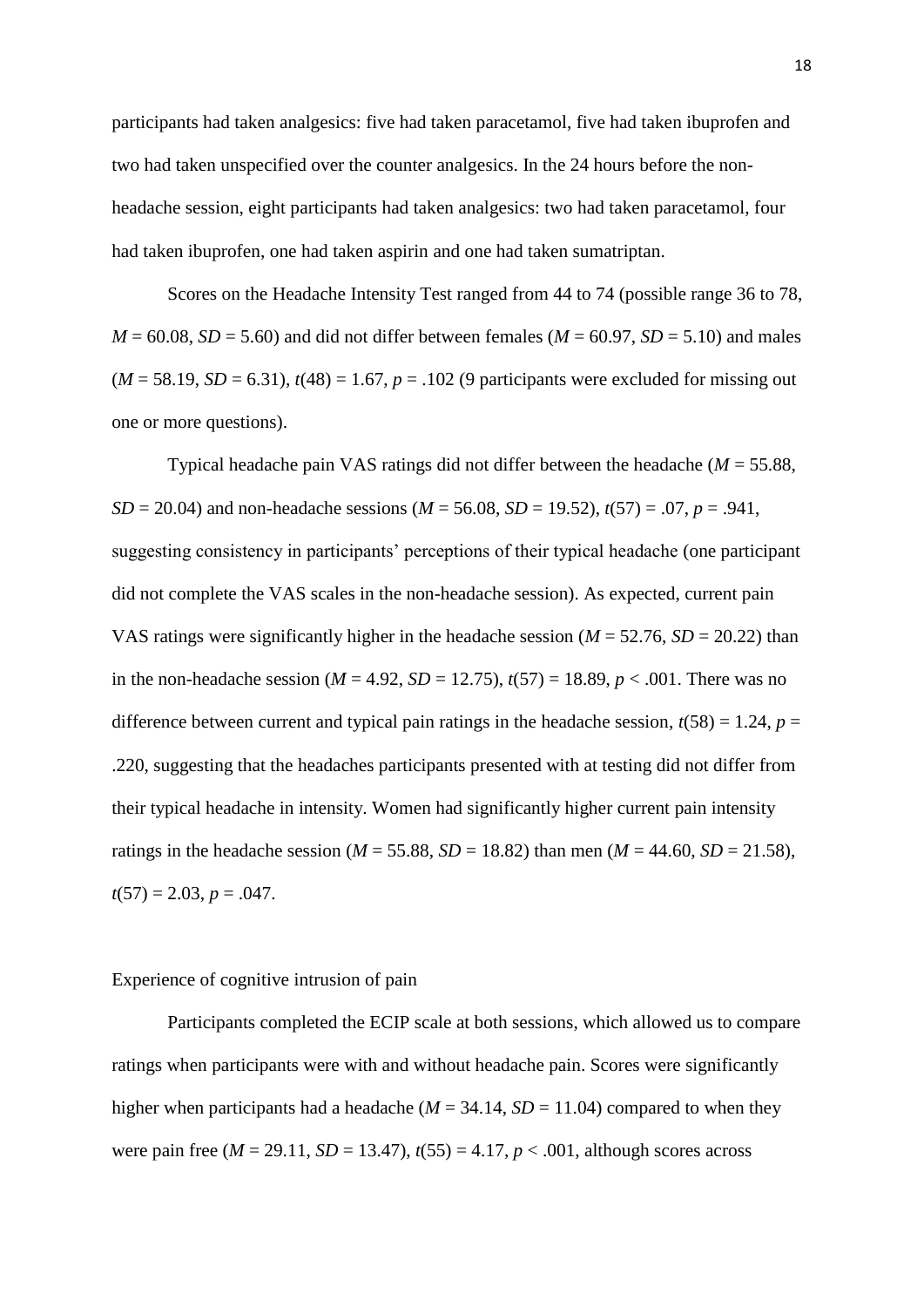participants had taken analgesics: five had taken paracetamol, five had taken ibuprofen and two had taken unspecified over the counter analgesics. In the 24 hours before the non-headache session, eight participants had taken analgesics: two had taken paracetamol, four had taken ibuprofen, one had taken aspirin and one had taken sumatriptan.

Scores on the Headache Intensity Test ranged from 44 to 74 (possible range 36 to 78, $M = 60.08$, $SD = 5.60$) and did not differ between females ($M = 60.97$, $SD = 5.10$) and males ($M = 58.19$, $SD = 6.31$), $t(48) = 1.67$, $p = .102$ (9 participants were excluded for missing out one or more questions).

Typical headache pain VAS ratings did not differ between the headache ($M = 55.88$, $SD = 20.04$) and non-headache sessions ($M = 56.08$, $SD = 19.52$), $t(57) = .07$, $p = .941$, suggesting consistency in participants' perceptions of their typical headache (one participant did not complete the VAS scales in the non-headache session). As expected, current pain VAS ratings were significantly higher in the headache session ($M = 52.76$, $SD = 20.22$) than in the non-headache session ($M = 4.92$, $SD = 12.75$), $t(57) = 18.89$, $p < .001$. There was no difference between current and typical pain ratings in the headache session, $t(58) = 1.24$, $p = .220$, suggesting that the headaches participants presented with at testing did not differ from their typical headache in intensity. Women had significantly higher current pain intensity ratings in the headache session ($M = 55.88$, $SD = 18.82$) than men ($M = 44.60$, $SD = 21.58$), $t(57) = 2.03$, $p = .047$.

## Experience of cognitive intrusion of pain

Participants completed the ECIP scale at both sessions, which allowed us to compare ratings when participants were with and without headache pain. Scores were significantly higher when participants had a headache ($M = 34.14$, $SD = 11.04$) compared to when they were pain free ($M = 29.11$, $SD = 13.47$), $t(55) = 4.17$, $p < .001$, although scores across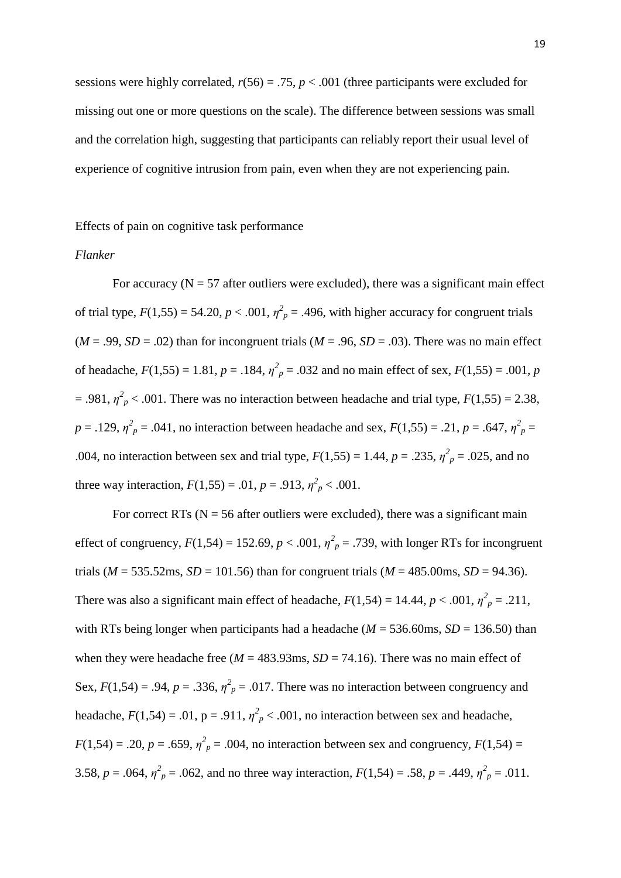sessions were highly correlated, $r(56) = .75$, $p < .001$ (three participants were excluded for missing out one or more questions on the scale). The difference between sessions was small and the correlation high, suggesting that participants can reliably report their usual level of experience of cognitive intrusion from pain, even when they are not experiencing pain.

Effects of pain on cognitive task performance

*Flanker*

For accuracy (N = 57 after outliers were excluded), there was a significant main effect of trial type, $F(1,55) = 54.20$, $p < .001$, $\eta^2_p = .496$, with higher accuracy for congruent trials ($M = .99$, $SD = .02$) than for incongruent trials ($M = .96$, $SD = .03$). There was no main effect of headache, $F(1,55) = 1.81$, $p = .184$, $\eta^2_p = .032$ and no main effect of sex, $F(1,55) = .001$, $p = .981$, $\eta^2_p < .001$. There was no interaction between headache and trial type, $F(1,55) = 2.38$, $p = .129$, $\eta^2_p = .041$, no interaction between headache and sex, $F(1,55) = .21$, $p = .647$, $\eta^2_p = .004$, no interaction between sex and trial type, $F(1,55) = 1.44$, $p = .235$, $\eta^2_p = .025$, and no three way interaction, $F(1,55) = .01$, $p = .913$, $\eta^2_p < .001$.

For correct RTs (N = 56 after outliers were excluded), there was a significant main effect of congruency, $F(1,54) = 152.69$, $p < .001$, $\eta^2_p = .739$, with longer RTs for incongruent trials ($M = 535.52$ms, $SD = 101.56$) than for congruent trials ($M = 485.00$ms, $SD = 94.36$). There was also a significant main effect of headache, $F(1,54) = 14.44$, $p < .001$, $\eta^2_p = .211$, with RTs being longer when participants had a headache ($M = 536.60$ms, $SD = 136.50$) than when they were headache free ($M = 483.93$ms, $SD = 74.16$). There was no main effect of Sex, $F(1,54) = .94$, $p = .336$, $\eta^2_p = .017$. There was no interaction between congruency and headache, $F(1,54) = .01$, p = .911, $\eta^2_p < .001$, no interaction between sex and headache, $F(1,54) = .20$, $p = .659$, $\eta^2_p = .004$, no interaction between sex and congruency, $F(1,54) = 3.58$, $p = .064$, $\eta^2_p = .062$, and no three way interaction, $F(1,54) = .58$, $p = .449$, $\eta^2_p = .011$.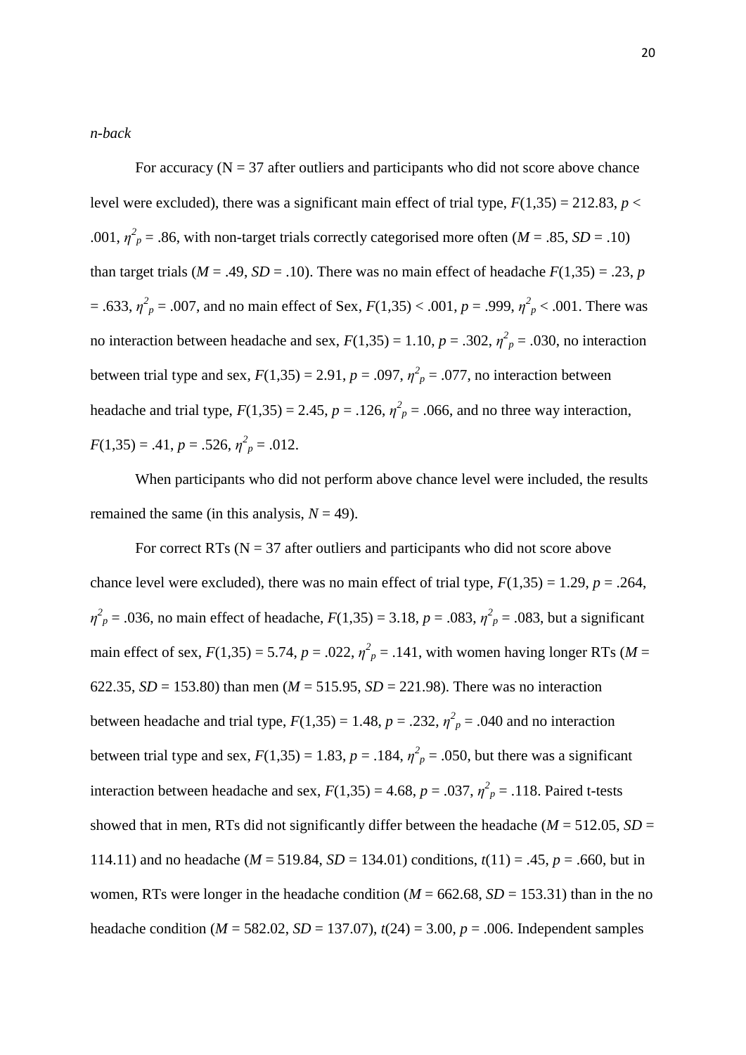*n-back*

For accuracy (N = 37 after outliers and participants who did not score above chance level were excluded), there was a significant main effect of trial type, $F(1,35) = 212.83$, $p < .001$, $\eta^2_p = .86$, with non-target trials correctly categorised more often ($M = .85$, $SD = .10$) than target trials ($M = .49$, $SD = .10$). There was no main effect of headache $F(1,35) = .23$, $p = .633$, $\eta^2_p = .007$, and no main effect of Sex, $F(1,35) < .001$, $p = .999$, $\eta^2_p < .001$. There was no interaction between headache and sex, $F(1,35) = 1.10$, $p = .302$, $\eta^2_p = .030$, no interaction between trial type and sex, $F(1,35) = 2.91$, $p = .097$, $\eta^2_p = .077$, no interaction between headache and trial type, $F(1,35) = 2.45$, $p = .126$, $\eta^2_p = .066$, and no three way interaction, $F(1,35) = .41$, $p = .526$, $\eta^2_p = .012$.

When participants who did not perform above chance level were included, the results remained the same (in this analysis, $N = 49$).

For correct RTs (N = 37 after outliers and participants who did not score above chance level were excluded), there was no main effect of trial type, $F(1,35) = 1.29$, $p = .264$, $\eta^2_p = .036$, no main effect of headache, $F(1,35) = 3.18$, $p = .083$, $\eta^2_p = .083$, but a significant main effect of sex, $F(1,35) = 5.74$, $p = .022$, $\eta^2_p = .141$, with women having longer RTs ($M = 622.35$, $SD = 153.80$) than men ($M = 515.95$, $SD = 221.98$). There was no interaction between headache and trial type, $F(1,35) = 1.48$, $p = .232$, $\eta^2_p = .040$ and no interaction between trial type and sex, $F(1,35) = 1.83$, $p = .184$, $\eta^2_p = .050$, but there was a significant interaction between headache and sex, $F(1,35) = 4.68$, $p = .037$, $\eta^2_p = .118$. Paired t-tests showed that in men, RTs did not significantly differ between the headache ($M = 512.05$, $SD = 114.11$) and no headache ($M = 519.84$, $SD = 134.01$) conditions, $t(11) = .45$, $p = .660$, but in women, RTs were longer in the headache condition ($M = 662.68$, $SD = 153.31$) than in the no headache condition ($M = 582.02$, $SD = 137.07$), $t(24) = 3.00$, $p = .006$. Independent samples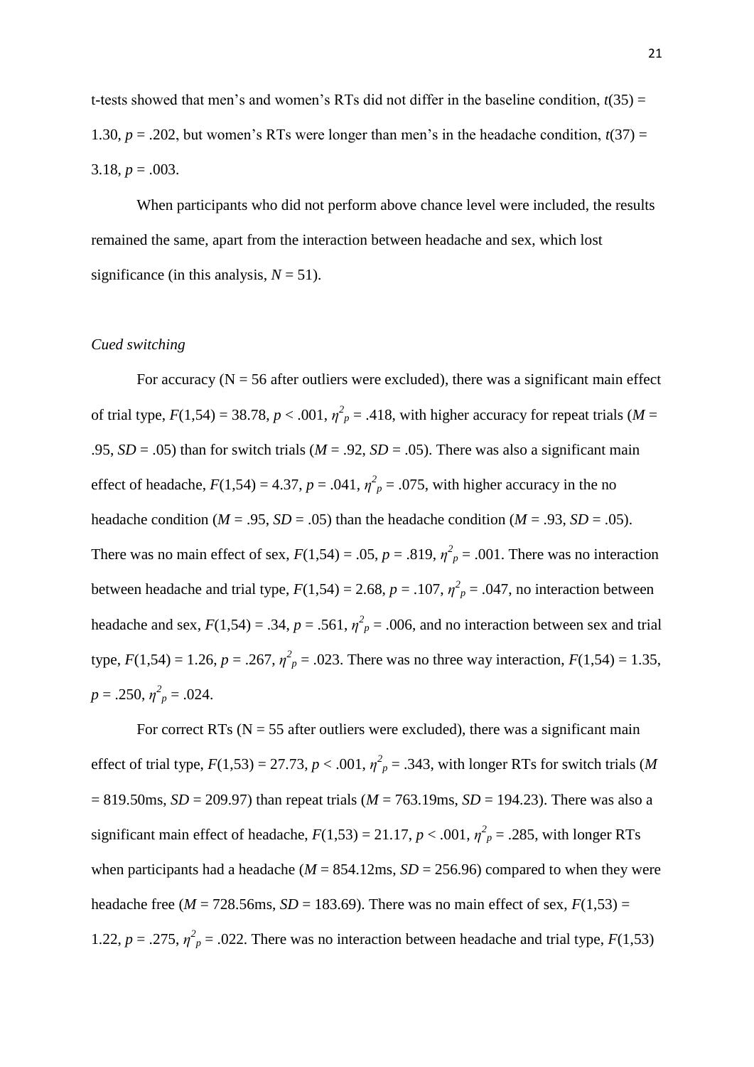t-tests showed that men's and women's RTs did not differ in the baseline condition, $t(35) = 1.30$, $p = .202$, but women's RTs were longer than men's in the headache condition, $t(37) = 3.18$, $p = .003$.

When participants who did not perform above chance level were included, the results remained the same, apart from the interaction between headache and sex, which lost significance (in this analysis, $N = 51$).

### *Cued switching*

For accuracy (N = 56 after outliers were excluded), there was a significant main effect of trial type, $F(1,54) = 38.78$, $p < .001$, $\eta^2_p = .418$, with higher accuracy for repeat trials ($M = .95$, $SD = .05$) than for switch trials ($M = .92$, $SD = .05$). There was also a significant main effect of headache, $F(1,54) = 4.37$, $p = .041$, $\eta^2_p = .075$, with higher accuracy in the no headache condition ($M = .95$, $SD = .05$) than the headache condition ($M = .93$, $SD = .05$). There was no main effect of sex, $F(1,54) = .05$, $p = .819$, $\eta^2_p = .001$. There was no interaction between headache and trial type, $F(1,54) = 2.68$, $p = .107$, $\eta^2_p = .047$, no interaction between headache and sex, $F(1,54) = .34$, $p = .561$, $\eta^2_p = .006$, and no interaction between sex and trial type, $F(1,54) = 1.26$, $p = .267$, $\eta^2_p = .023$. There was no three way interaction, $F(1,54) = 1.35$, $p = .250$, $\eta^2_p = .024$.

For correct RTs (N = 55 after outliers were excluded), there was a significant main effect of trial type, $F(1,53) = 27.73$, $p < .001$, $\eta^2_p = .343$, with longer RTs for switch trials ($M = 819.50$ms, $SD = 209.97$) than repeat trials ($M = 763.19$ms, $SD = 194.23$). There was also a significant main effect of headache, $F(1,53) = 21.17$, $p < .001$, $\eta^2_p = .285$, with longer RTs when participants had a headache ($M = 854.12$ms, $SD = 256.96$) compared to when they were headache free ($M = 728.56$ms, $SD = 183.69$). There was no main effect of sex, $F(1,53) = 1.22$, $p = .275$, $\eta^2_p = .022$. There was no interaction between headache and trial type, $F(1,53)$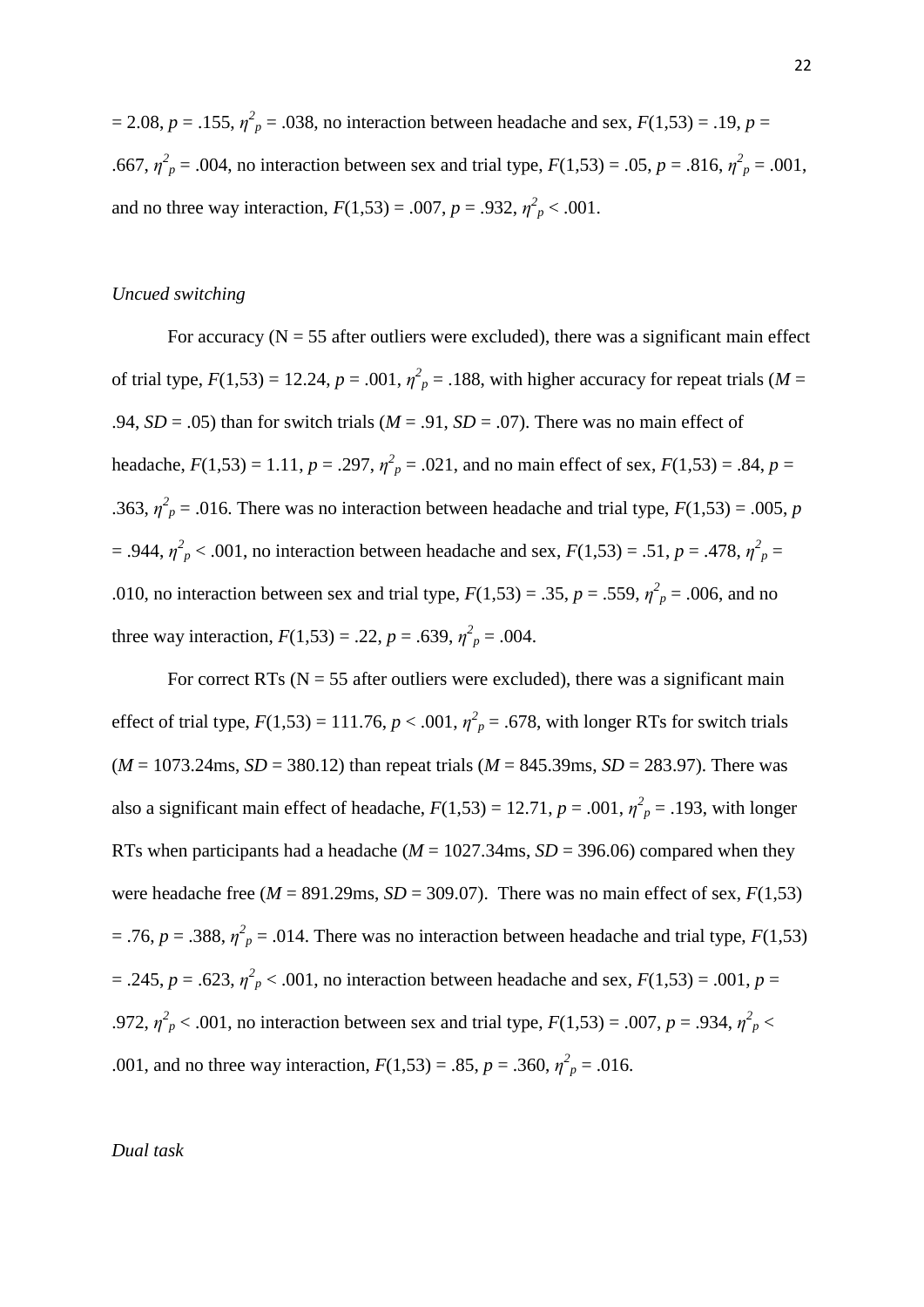= 2.08, $p = .155$, $\eta^2_p = .038$, no interaction between headache and sex, $F(1,53) = .19$, $p = .667$, $\eta^2_p = .004$, no interaction between sex and trial type, $F(1,53) = .05$, $p = .816$, $\eta^2_p = .001$, and no three way interaction, $F(1,53) = .007$, $p = .932$, $\eta^2_p < .001$.

*Uncued switching*

For accuracy (N = 55 after outliers were excluded), there was a significant main effect of trial type, $F(1,53) = 12.24$, $p = .001$, $\eta^2_p = .188$, with higher accuracy for repeat trials ($M = .94$, $SD = .05$) than for switch trials ($M = .91$, $SD = .07$). There was no main effect of headache, $F(1,53) = 1.11$, $p = .297$, $\eta^2_p = .021$, and no main effect of sex, $F(1,53) = .84$, $p = .363$, $\eta^2_p = .016$. There was no interaction between headache and trial type, $F(1,53) = .005$, $p = .944$, $\eta^2_p < .001$, no interaction between headache and sex, $F(1,53) = .51$, $p = .478$, $\eta^2_p = .010$, no interaction between sex and trial type, $F(1,53) = .35$, $p = .559$, $\eta^2_p = .006$, and no three way interaction, $F(1,53) = .22$, $p = .639$, $\eta^2_p = .004$.

For correct RTs (N = 55 after outliers were excluded), there was a significant main effect of trial type, $F(1,53) = 111.76$, $p < .001$, $\eta^2_p = .678$, with longer RTs for switch trials ($M = 1073.24$ms, $SD = 380.12$) than repeat trials ($M = 845.39$ms, $SD = 283.97$). There was also a significant main effect of headache, $F(1,53) = 12.71$, $p = .001$, $\eta^2_p = .193$, with longer RTs when participants had a headache ($M = 1027.34$ms, $SD = 396.06$) compared when they were headache free ($M = 891.29$ms, $SD = 309.07$). There was no main effect of sex, $F(1,53) = .76$, $p = .388$, $\eta^2_p = .014$. There was no interaction between headache and trial type, $F(1,53) = .245$, $p = .623$, $\eta^2_p < .001$, no interaction between headache and sex, $F(1,53) = .001$, $p = .972$, $\eta^2_p < .001$, no interaction between sex and trial type, $F(1,53) = .007$, $p = .934$, $\eta^2_p < .001$, and no three way interaction, $F(1,53) = .85$, $p = .360$, $\eta^2_p = .016$.

*Dual task*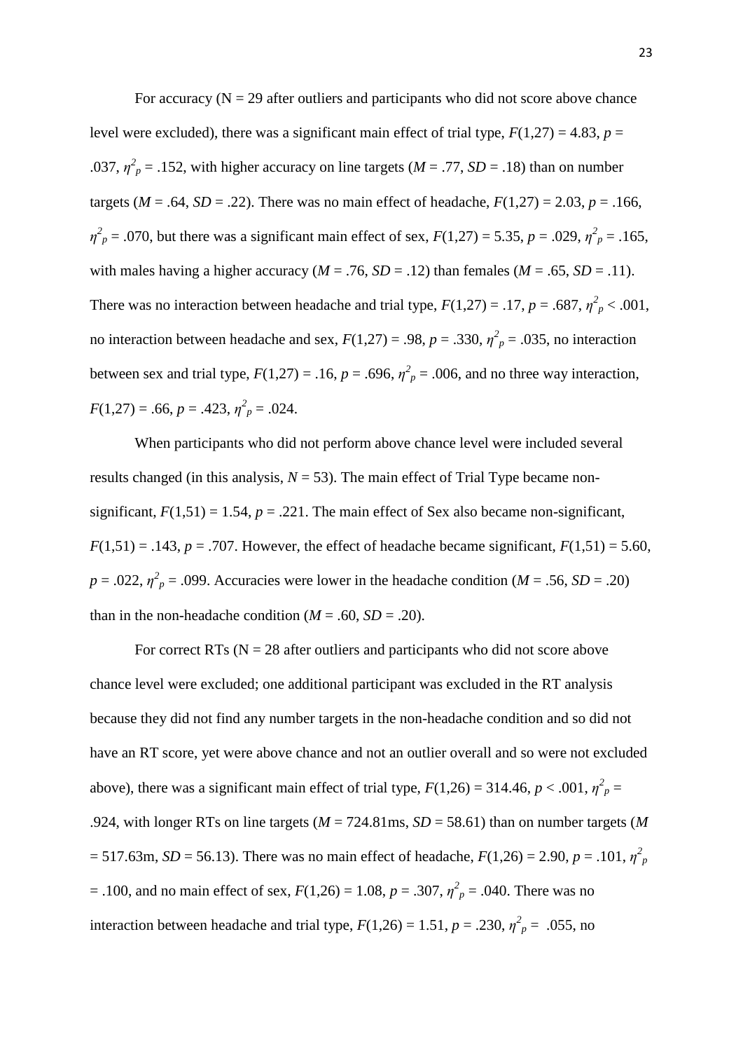For accuracy (N = 29 after outliers and participants who did not score above chance level were excluded), there was a significant main effect of trial type, $F(1,27) = 4.83$, $p = .037$, $\eta^2_p = .152$, with higher accuracy on line targets ($M = .77$, $SD = .18$) than on number targets ($M = .64$, $SD = .22$). There was no main effect of headache, $F(1,27) = 2.03$, $p = .166$, $\eta^2_p = .070$, but there was a significant main effect of sex, $F(1,27) = 5.35$, $p = .029$, $\eta^2_p = .165$, with males having a higher accuracy ($M = .76$, $SD = .12$) than females ($M = .65$, $SD = .11$). There was no interaction between headache and trial type, $F(1,27) = .17$, $p = .687$, $\eta^2_p < .001$, no interaction between headache and sex, $F(1,27) = .98$, $p = .330$, $\eta^2_p = .035$, no interaction between sex and trial type, $F(1,27) = .16$, $p = .696$, $\eta^2_p = .006$, and no three way interaction, $F(1,27) = .66$, $p = .423$, $\eta^2_p = .024$.

When participants who did not perform above chance level were included several results changed (in this analysis, $N = 53$). The main effect of Trial Type became non-significant, $F(1,51) = 1.54$, $p = .221$. The main effect of Sex also became non-significant, $F(1,51) = .143$, $p = .707$. However, the effect of headache became significant, $F(1,51) = 5.60$, $p = .022$, $\eta^2_p = .099$. Accuracies were lower in the headache condition ($M = .56$, $SD = .20$) than in the non-headache condition ($M = .60$, $SD = .20$).

For correct RTs (N = 28 after outliers and participants who did not score above chance level were excluded; one additional participant was excluded in the RT analysis because they did not find any number targets in the non-headache condition and so did not have an RT score, yet were above chance and not an outlier overall and so were not excluded above), there was a significant main effect of trial type, $F(1,26) = 314.46$, $p < .001$, $\eta^2_p = .924$, with longer RTs on line targets ($M = 724.81$ms, $SD = 58.61$) than on number targets ($M = 517.63$m, $SD = 56.13$). There was no main effect of headache, $F(1,26) = 2.90$, $p = .101$, $\eta^2_p = .100$, and no main effect of sex, $F(1,26) = 1.08$, $p = .307$, $\eta^2_p = .040$. There was no interaction between headache and trial type, $F(1,26) = 1.51$, $p = .230$, $\eta^2_p = .055$, no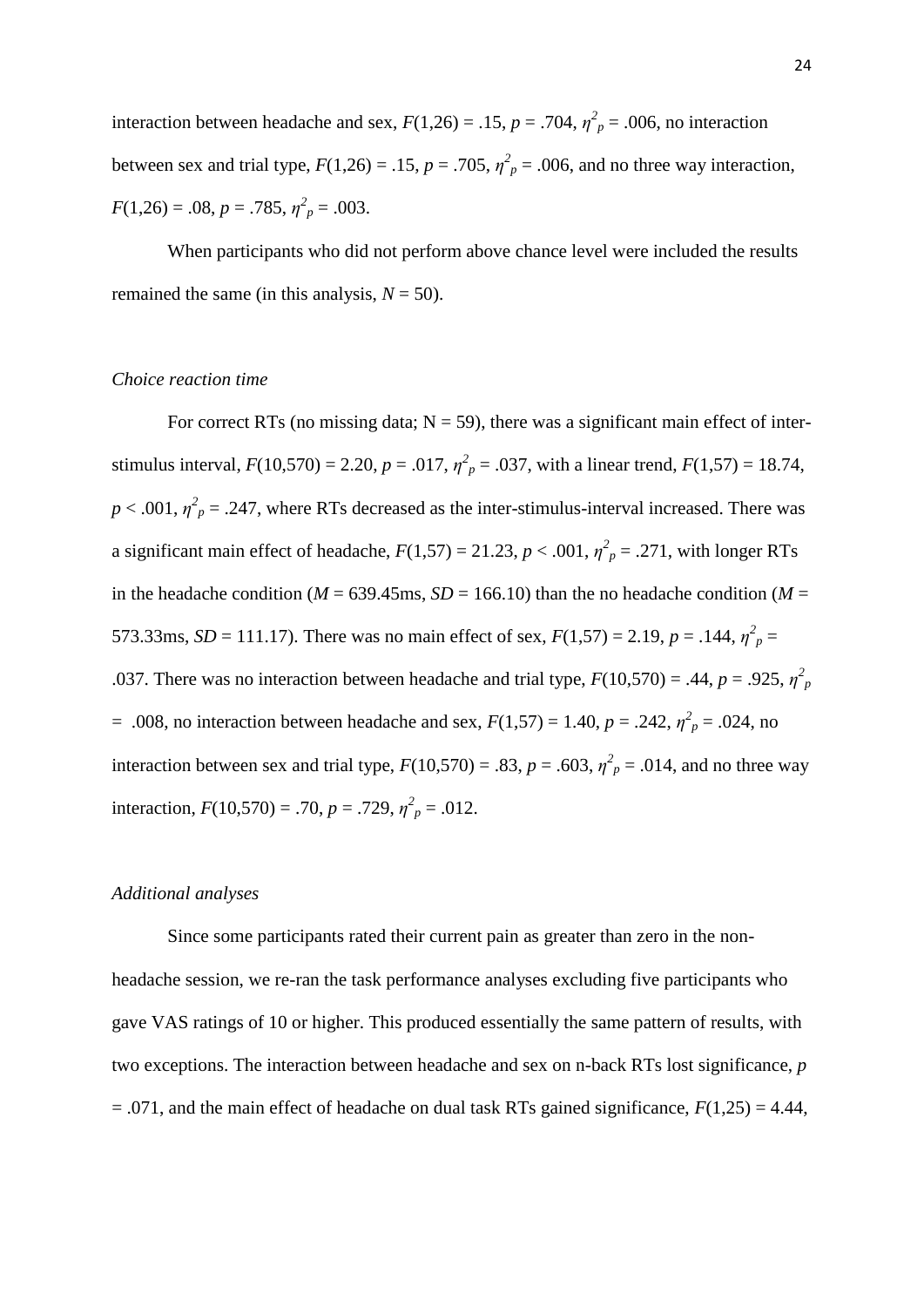interaction between headache and sex, $F(1,26) = .15$, $p = .704$, $\eta^2_p = .006$, no interaction between sex and trial type, $F(1,26) = .15$, $p = .705$, $\eta^2_p = .006$, and no three way interaction, $F(1,26) = .08$, $p = .785$, $\eta^2_p = .003$.

When participants who did not perform above chance level were included the results remained the same (in this analysis, $N = 50$).

*Choice reaction time*

For correct RTs (no missing data; $N = 59$), there was a significant main effect of inter-stimulus interval, $F(10,570) = 2.20$, $p = .017$, $\eta^2_p = .037$, with a linear trend, $F(1,57) = 18.74$, $p < .001$, $\eta^2_p = .247$, where RTs decreased as the inter-stimulus-interval increased. There was a significant main effect of headache, $F(1,57) = 21.23$, $p < .001$, $\eta^2_p = .271$, with longer RTs in the headache condition ($M = 639.45$ms, $SD = 166.10$) than the no headache condition ($M = 573.33$ms, $SD = 111.17$). There was no main effect of sex, $F(1,57) = 2.19$, $p = .144$, $\eta^2_p = .037$. There was no interaction between headache and trial type, $F(10,570) = .44$, $p = .925$, $\eta^2_p = .008$, no interaction between headache and sex, $F(1,57) = 1.40$, $p = .242$, $\eta^2_p = .024$, no interaction between sex and trial type, $F(10,570) = .83$, $p = .603$, $\eta^2_p = .014$, and no three way interaction, $F(10,570) = .70$, $p = .729$, $\eta^2_p = .012$.

*Additional analyses*

Since some participants rated their current pain as greater than zero in the non-headache session, we re-ran the task performance analyses excluding five participants who gave VAS ratings of 10 or higher. This produced essentially the same pattern of results, with two exceptions. The interaction between headache and sex on n-back RTs lost significance, $p = .071$, and the main effect of headache on dual task RTs gained significance, $F(1,25) = 4.44$,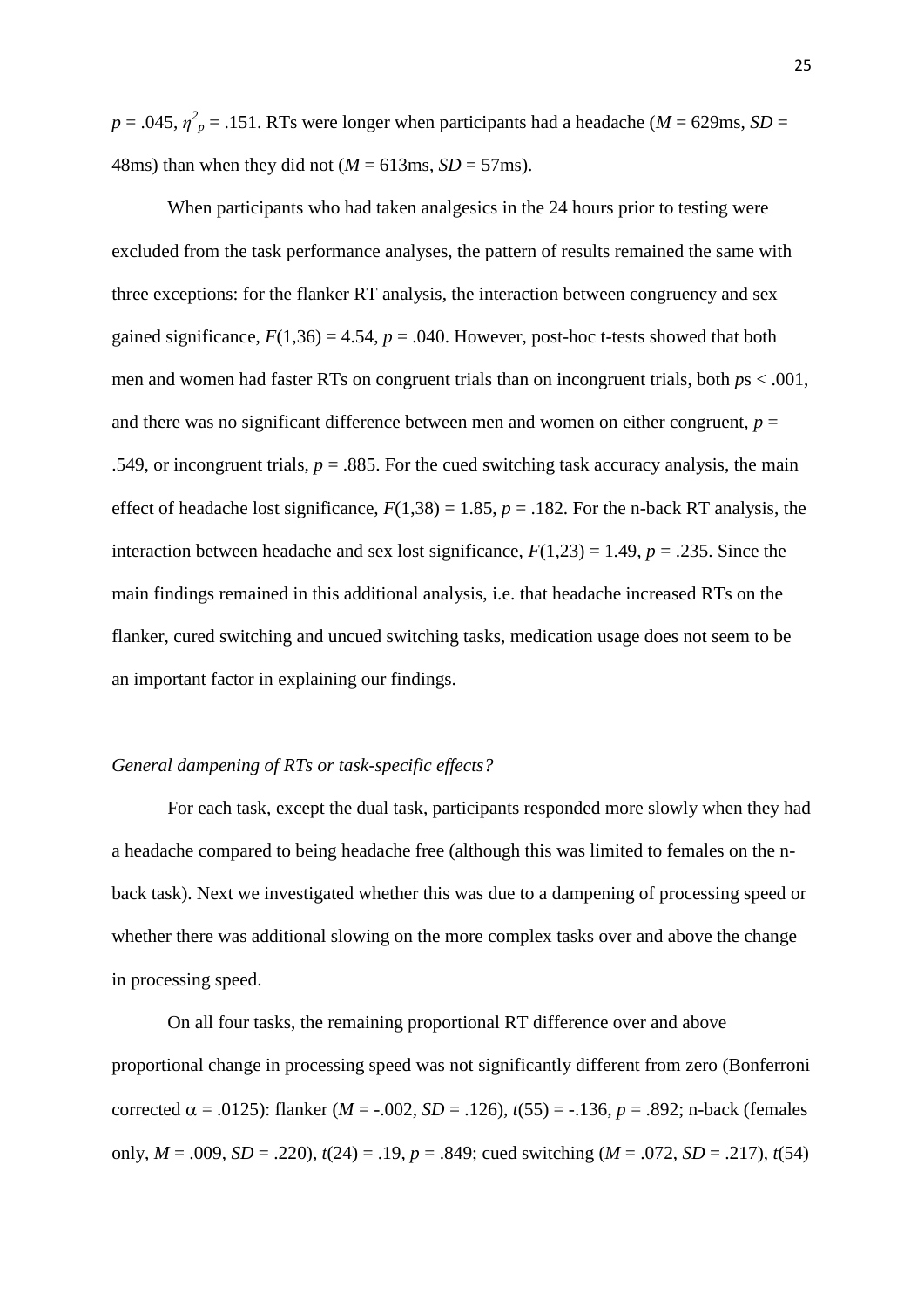$p = .045$, $\eta^2_p = .151$. RTs were longer when participants had a headache ($M = 629$ms, $SD = 48$ms) than when they did not ($M = 613$ms, $SD = 57$ms).

When participants who had taken analgesics in the 24 hours prior to testing were excluded from the task performance analyses, the pattern of results remained the same with three exceptions: for the flanker RT analysis, the interaction between congruency and sex gained significance, $F(1,36) = 4.54$, $p = .040$. However, post-hoc t-tests showed that both men and women had faster RTs on congruent trials than on incongruent trials, both $p$s $< .001$, and there was no significant difference between men and women on either congruent, $p = .549$, or incongruent trials, $p = .885$. For the cued switching task accuracy analysis, the main effect of headache lost significance, $F(1,38) = 1.85$, $p = .182$. For the n-back RT analysis, the interaction between headache and sex lost significance, $F(1,23) = 1.49$, $p = .235$. Since the main findings remained in this additional analysis, i.e. that headache increased RTs on the flanker, cured switching and uncued switching tasks, medication usage does not seem to be an important factor in explaining our findings.

*General dampening of RTs or task-specific effects?*

For each task, except the dual task, participants responded more slowly when they had a headache compared to being headache free (although this was limited to females on the n-back task). Next we investigated whether this was due to a dampening of processing speed or whether there was additional slowing on the more complex tasks over and above the change in processing speed.

On all four tasks, the remaining proportional RT difference over and above proportional change in processing speed was not significantly different from zero (Bonferroni corrected $\alpha = .0125$): flanker ($M = -.002$, $SD = .126$), $t(55) = -.136$, $p = .892$; n-back (females only, $M = .009$, $SD = .220$), $t(24) = .19$, $p = .849$; cued switching ($M = .072$, $SD = .217$), $t(54)$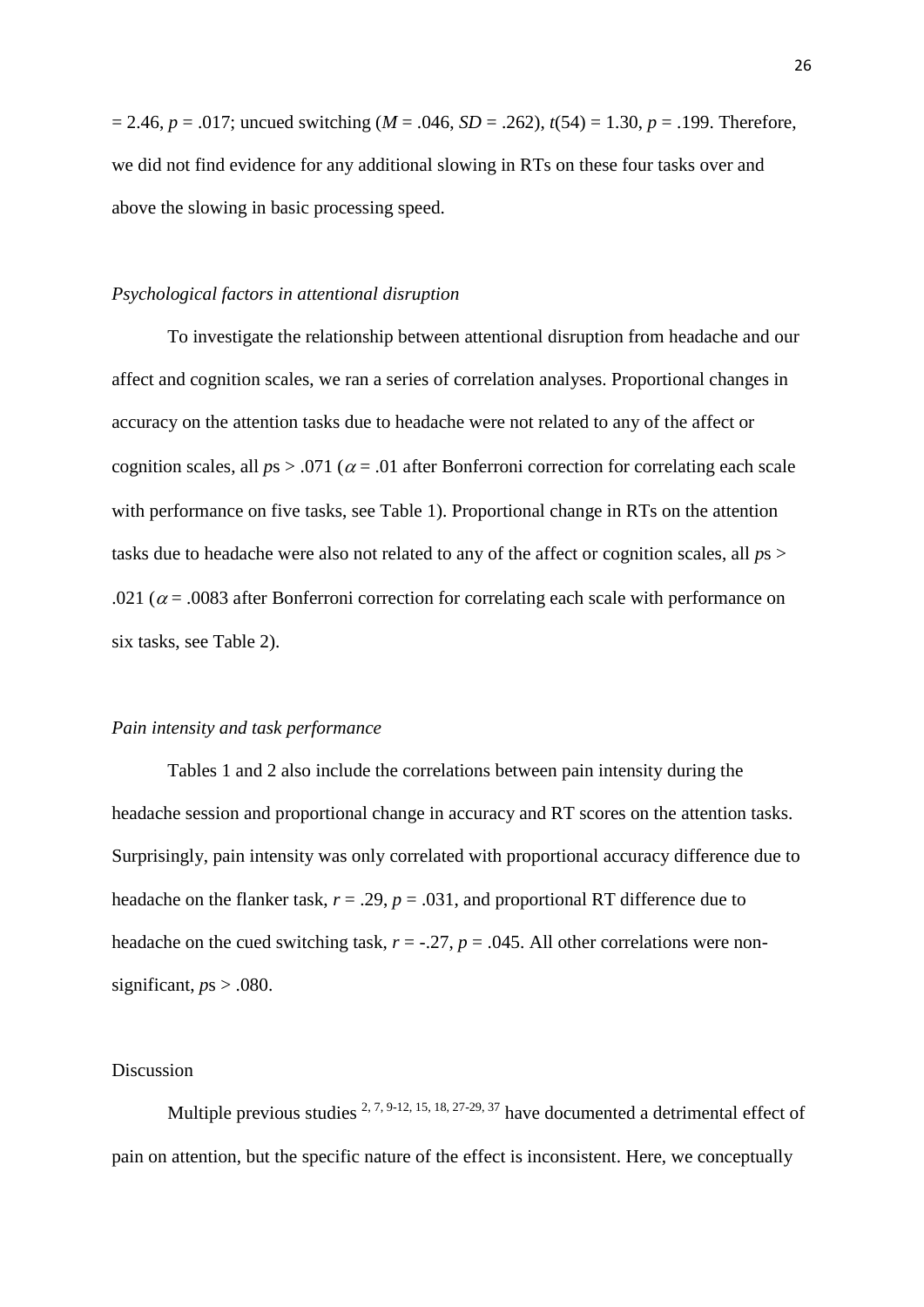= 2.46, $p$ = .017; uncued switching ($M$ = .046, $SD$ = .262), $t(54)$ = 1.30, $p$ = .199. Therefore, we did not find evidence for any additional slowing in RTs on these four tasks over and above the slowing in basic processing speed.

*Psychological factors in attentional disruption*

To investigate the relationship between attentional disruption from headache and our affect and cognition scales, we ran a series of correlation analyses. Proportional changes in accuracy on the attention tasks due to headache were not related to any of the affect or cognition scales, all $p$s > .071 ($\alpha$ = .01 after Bonferroni correction for correlating each scale with performance on five tasks, see Table 1). Proportional change in RTs on the attention tasks due to headache were also not related to any of the affect or cognition scales, all $p$s > .021 ($\alpha$ = .0083 after Bonferroni correction for correlating each scale with performance on six tasks, see Table 2).

*Pain intensity and task performance*

Tables 1 and 2 also include the correlations between pain intensity during the headache session and proportional change in accuracy and RT scores on the attention tasks. Surprisingly, pain intensity was only correlated with proportional accuracy difference due to headache on the flanker task, $r$ = .29, $p$ = .031, and proportional RT difference due to headache on the cued switching task, $r$ = -.27, $p$ = .045. All other correlations were non-significant, $p$s > .080.

Discussion

Multiple previous studies [2, 7, 9-12, 15, 18, 27-29, 37] have documented a detrimental effect of pain on attention, but the specific nature of the effect is inconsistent. Here, we conceptually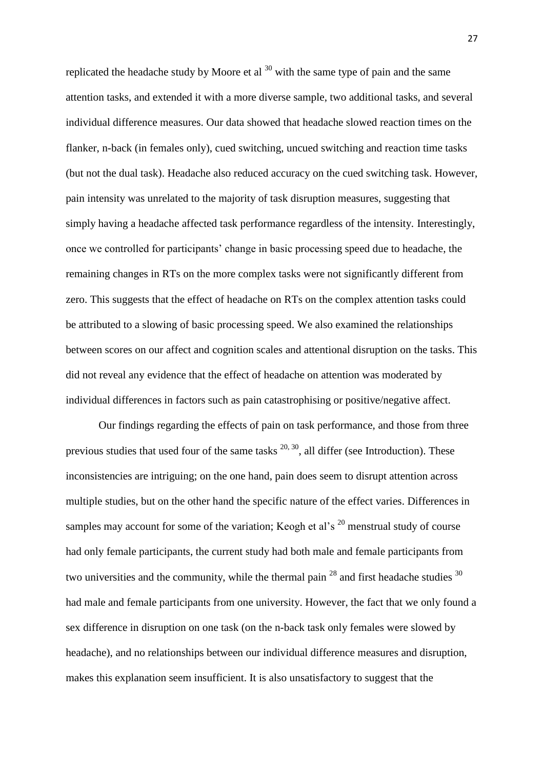replicated the headache study by Moore et al [30] with the same type of pain and the same attention tasks, and extended it with a more diverse sample, two additional tasks, and several individual difference measures. Our data showed that headache slowed reaction times on the flanker, n-back (in females only), cued switching, uncued switching and reaction time tasks (but not the dual task). Headache also reduced accuracy on the cued switching task. However, pain intensity was unrelated to the majority of task disruption measures, suggesting that simply having a headache affected task performance regardless of the intensity. Interestingly, once we controlled for participants' change in basic processing speed due to headache, the remaining changes in RTs on the more complex tasks were not significantly different from zero. This suggests that the effect of headache on RTs on the complex attention tasks could be attributed to a slowing of basic processing speed. We also examined the relationships between scores on our affect and cognition scales and attentional disruption on the tasks. This did not reveal any evidence that the effect of headache on attention was moderated by individual differences in factors such as pain catastrophising or positive/negative affect.

Our findings regarding the effects of pain on task performance, and those from three previous studies that used four of the same tasks [20, 30], all differ (see Introduction). These inconsistencies are intriguing; on the one hand, pain does seem to disrupt attention across multiple studies, but on the other hand the specific nature of the effect varies. Differences in samples may account for some of the variation; Keogh et al's [20] menstrual study of course had only female participants, the current study had both male and female participants from two universities and the community, while the thermal pain [28] and first headache studies [30] had male and female participants from one university. However, the fact that we only found a sex difference in disruption on one task (on the n-back task only females were slowed by headache), and no relationships between our individual difference measures and disruption, makes this explanation seem insufficient. It is also unsatisfactory to suggest that the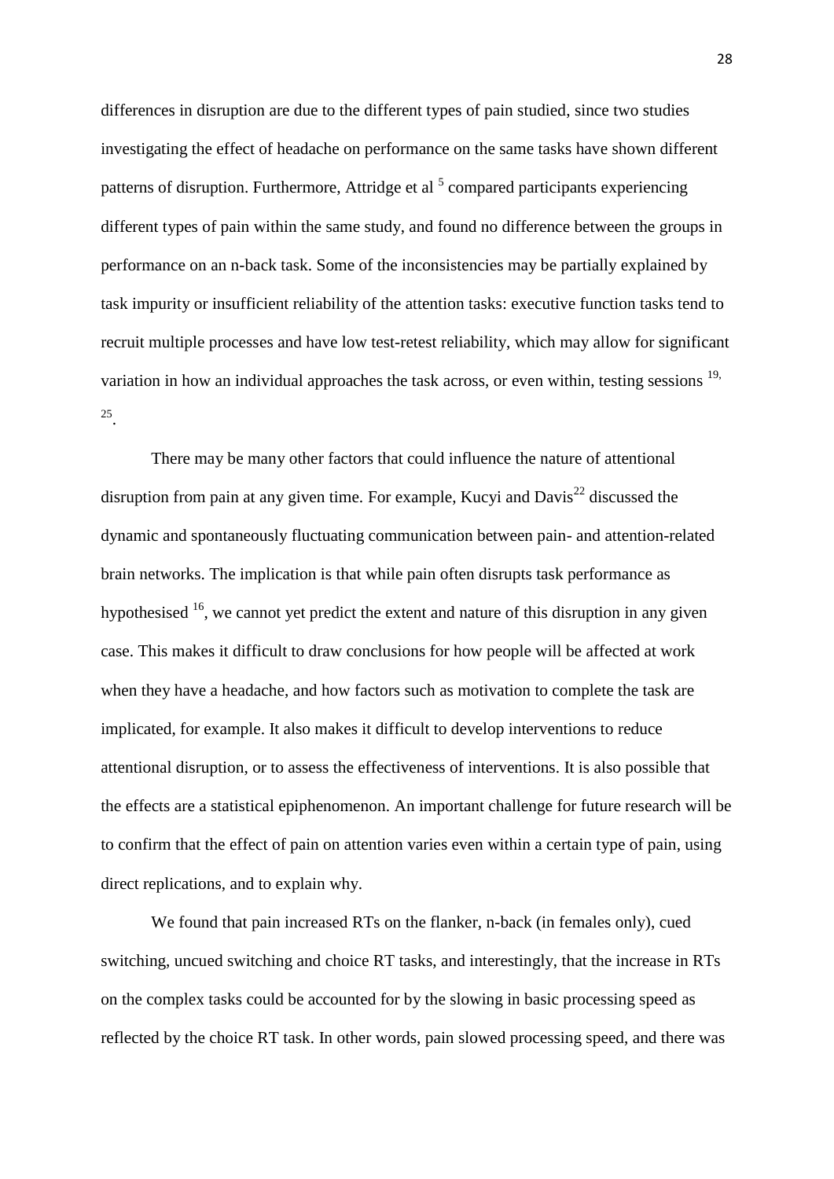differences in disruption are due to the different types of pain studied, since two studies investigating the effect of headache on performance on the same tasks have shown different patterns of disruption. Furthermore, Attridge et al [5] compared participants experiencing different types of pain within the same study, and found no difference between the groups in performance on an n-back task. Some of the inconsistencies may be partially explained by task impurity or insufficient reliability of the attention tasks: executive function tasks tend to recruit multiple processes and have low test-retest reliability, which may allow for significant variation in how an individual approaches the task across, or even within, testing sessions [19, 25].

There may be many other factors that could influence the nature of attentional disruption from pain at any given time. For example, Kucyi and Davis[22] discussed the dynamic and spontaneously fluctuating communication between pain- and attention-related brain networks. The implication is that while pain often disrupts task performance as hypothesised [16], we cannot yet predict the extent and nature of this disruption in any given case. This makes it difficult to draw conclusions for how people will be affected at work when they have a headache, and how factors such as motivation to complete the task are implicated, for example. It also makes it difficult to develop interventions to reduce attentional disruption, or to assess the effectiveness of interventions. It is also possible that the effects are a statistical epiphenomenon. An important challenge for future research will be to confirm that the effect of pain on attention varies even within a certain type of pain, using direct replications, and to explain why.

We found that pain increased RTs on the flanker, n-back (in females only), cued switching, uncued switching and choice RT tasks, and interestingly, that the increase in RTs on the complex tasks could be accounted for by the slowing in basic processing speed as reflected by the choice RT task. In other words, pain slowed processing speed, and there was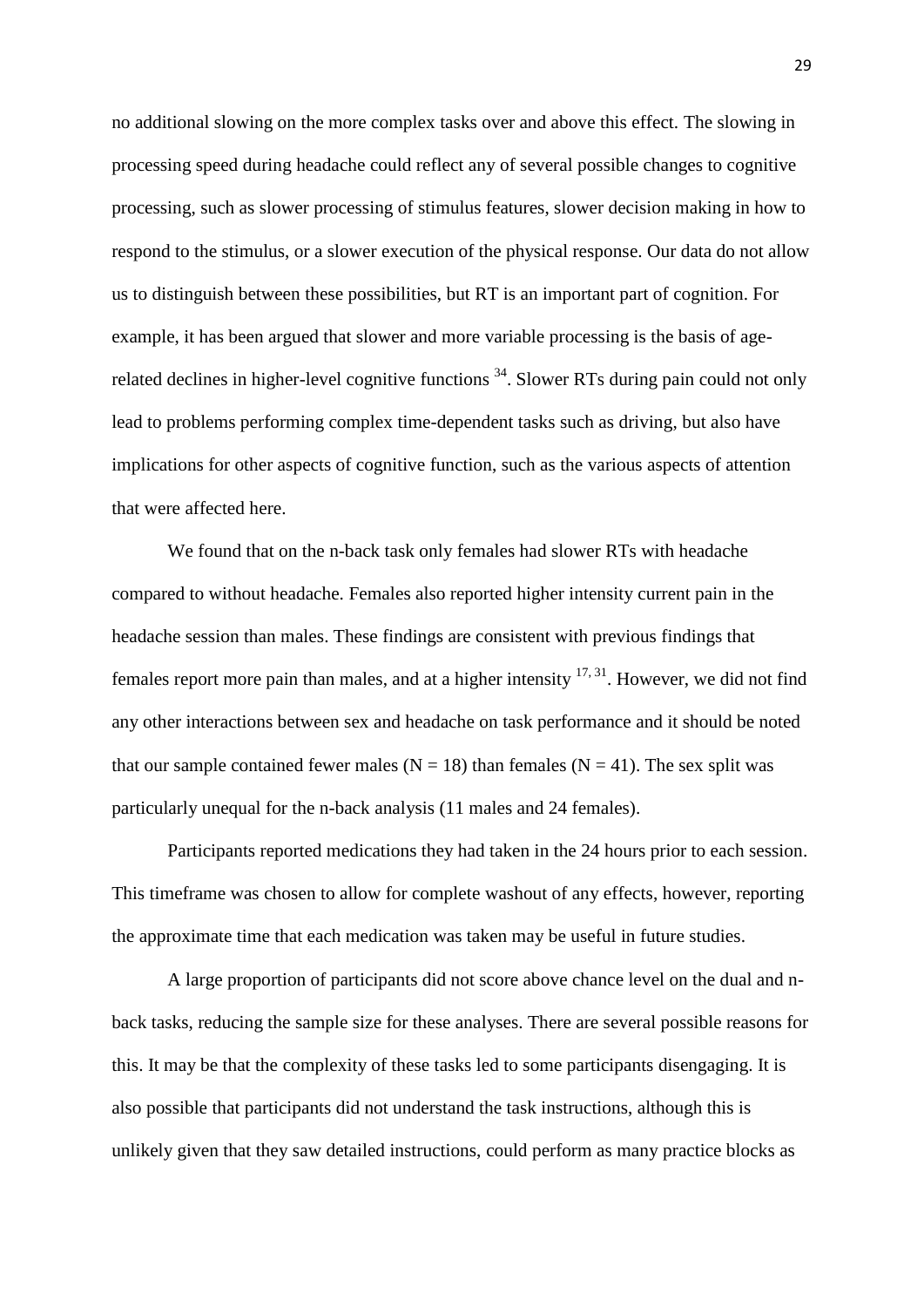no additional slowing on the more complex tasks over and above this effect. The slowing in processing speed during headache could reflect any of several possible changes to cognitive processing, such as slower processing of stimulus features, slower decision making in how to respond to the stimulus, or a slower execution of the physical response. Our data do not allow us to distinguish between these possibilities, but RT is an important part of cognition. For example, it has been argued that slower and more variable processing is the basis of age-related declines in higher-level cognitive functions [34]. Slower RTs during pain could not only lead to problems performing complex time-dependent tasks such as driving, but also have implications for other aspects of cognitive function, such as the various aspects of attention that were affected here.

We found that on the n-back task only females had slower RTs with headache compared to without headache. Females also reported higher intensity current pain in the headache session than males. These findings are consistent with previous findings that females report more pain than males, and at a higher intensity [17, 31]. However, we did not find any other interactions between sex and headache on task performance and it should be noted that our sample contained fewer males (N = 18) than females (N = 41). The sex split was particularly unequal for the n-back analysis (11 males and 24 females).

Participants reported medications they had taken in the 24 hours prior to each session. This timeframe was chosen to allow for complete washout of any effects, however, reporting the approximate time that each medication was taken may be useful in future studies.

A large proportion of participants did not score above chance level on the dual and n-back tasks, reducing the sample size for these analyses. There are several possible reasons for this. It may be that the complexity of these tasks led to some participants disengaging. It is also possible that participants did not understand the task instructions, although this is unlikely given that they saw detailed instructions, could perform as many practice blocks as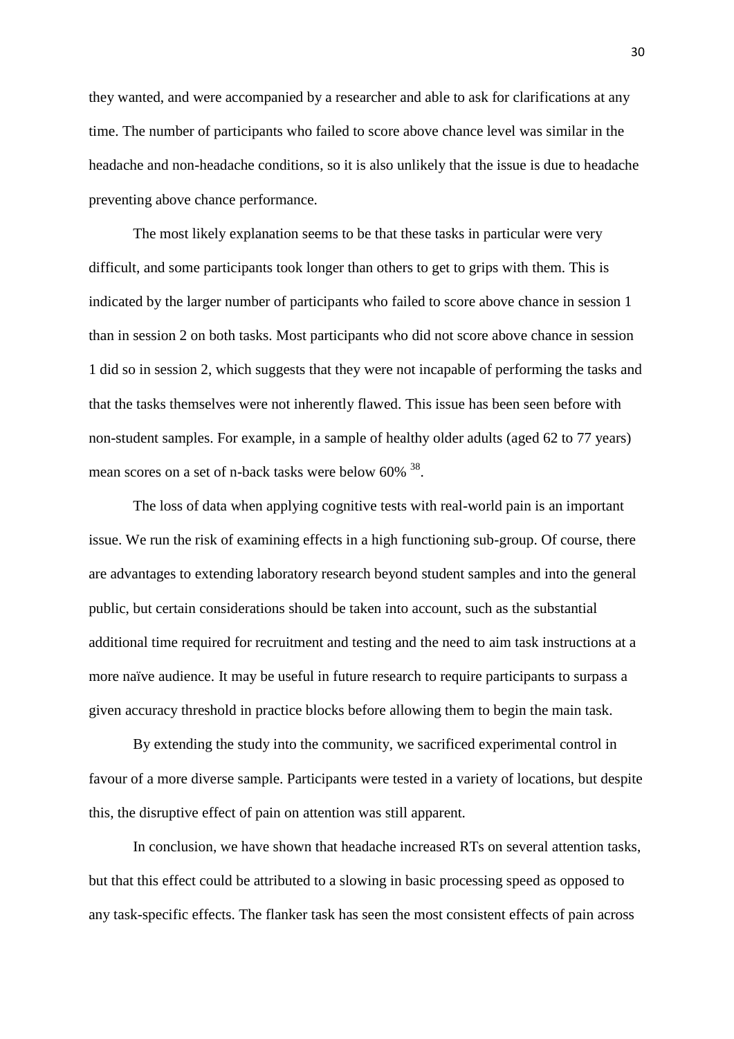they wanted, and were accompanied by a researcher and able to ask for clarifications at any time. The number of participants who failed to score above chance level was similar in the headache and non-headache conditions, so it is also unlikely that the issue is due to headache preventing above chance performance.

The most likely explanation seems to be that these tasks in particular were very difficult, and some participants took longer than others to get to grips with them. This is indicated by the larger number of participants who failed to score above chance in session 1 than in session 2 on both tasks. Most participants who did not score above chance in session 1 did so in session 2, which suggests that they were not incapable of performing the tasks and that the tasks themselves were not inherently flawed. This issue has been seen before with non-student samples. For example, in a sample of healthy older adults (aged 62 to 77 years) mean scores on a set of n-back tasks were below 60% [38].

The loss of data when applying cognitive tests with real-world pain is an important issue. We run the risk of examining effects in a high functioning sub-group. Of course, there are advantages to extending laboratory research beyond student samples and into the general public, but certain considerations should be taken into account, such as the substantial additional time required for recruitment and testing and the need to aim task instructions at a more naïve audience. It may be useful in future research to require participants to surpass a given accuracy threshold in practice blocks before allowing them to begin the main task.

By extending the study into the community, we sacrificed experimental control in favour of a more diverse sample. Participants were tested in a variety of locations, but despite this, the disruptive effect of pain on attention was still apparent.

In conclusion, we have shown that headache increased RTs on several attention tasks, but that this effect could be attributed to a slowing in basic processing speed as opposed to any task-specific effects. The flanker task has seen the most consistent effects of pain across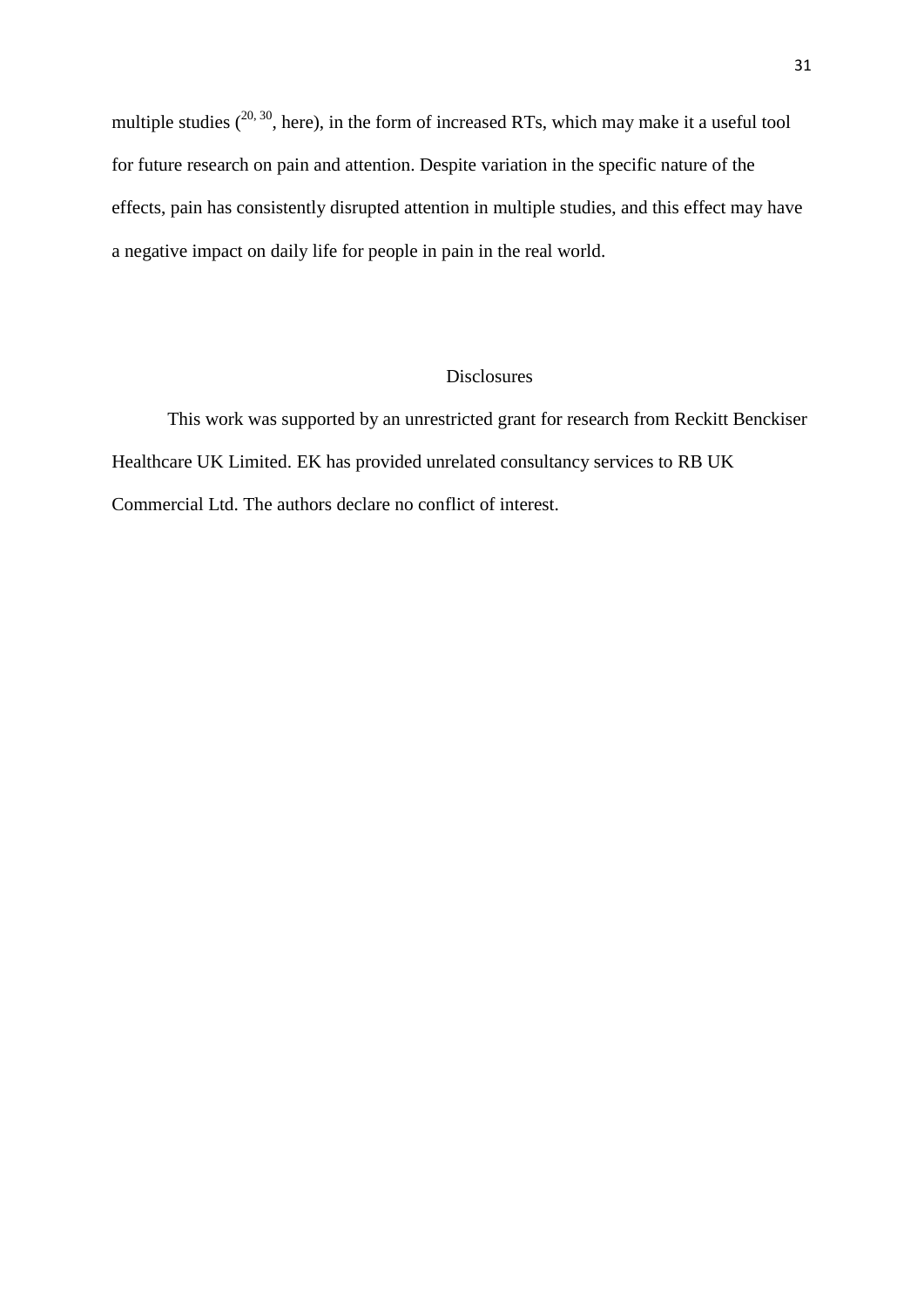multiple studies ([20, 30], here), in the form of increased RTs, which may make it a useful tool for future research on pain and attention. Despite variation in the specific nature of the effects, pain has consistently disrupted attention in multiple studies, and this effect may have a negative impact on daily life for people in pain in the real world.

## Disclosures

This work was supported by an unrestricted grant for research from Reckitt Benckiser Healthcare UK Limited. EK has provided unrelated consultancy services to RB UK Commercial Ltd. The authors declare no conflict of interest.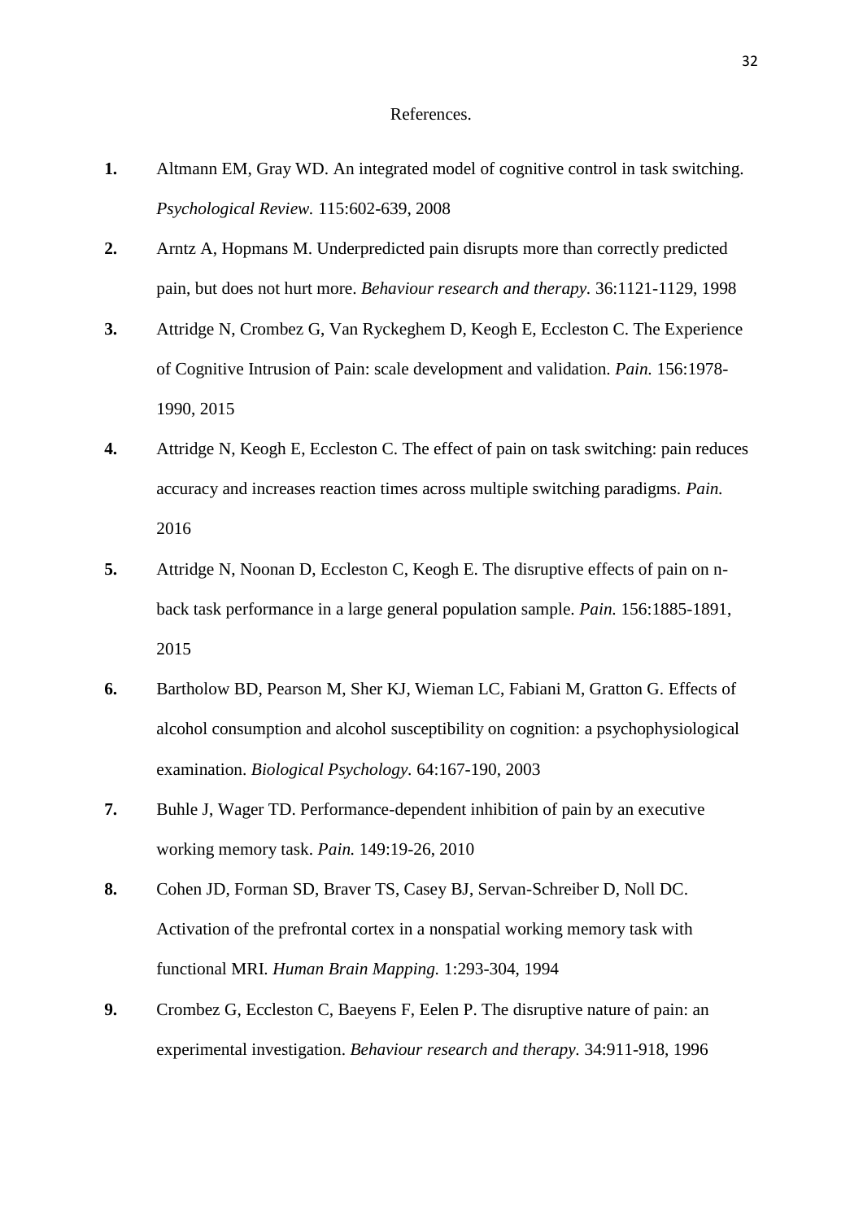References.

1. Altmann EM, Gray WD. An integrated model of cognitive control in task switching. *Psychological Review.* 115:602-639, 2008

2. Arntz A, Hopmans M. Underpredicted pain disrupts more than correctly predicted pain, but does not hurt more. *Behaviour research and therapy.* 36:1121-1129, 1998

3. Attridge N, Crombez G, Van Ryckeghem D, Keogh E, Eccleston C. The Experience of Cognitive Intrusion of Pain: scale development and validation. *Pain.* 156:1978-1990, 2015

4. Attridge N, Keogh E, Eccleston C. The effect of pain on task switching: pain reduces accuracy and increases reaction times across multiple switching paradigms. *Pain.* 2016

5. Attridge N, Noonan D, Eccleston C, Keogh E. The disruptive effects of pain on n-back task performance in a large general population sample. *Pain.* 156:1885-1891, 2015

6. Bartholow BD, Pearson M, Sher KJ, Wieman LC, Fabiani M, Gratton G. Effects of alcohol consumption and alcohol susceptibility on cognition: a psychophysiological examination. *Biological Psychology.* 64:167-190, 2003

7. Buhle J, Wager TD. Performance-dependent inhibition of pain by an executive working memory task. *Pain.* 149:19-26, 2010

8. Cohen JD, Forman SD, Braver TS, Casey BJ, Servan-Schreiber D, Noll DC. Activation of the prefrontal cortex in a nonspatial working memory task with functional MRI. *Human Brain Mapping.* 1:293-304, 1994

9. Crombez G, Eccleston C, Baeyens F, Eelen P. The disruptive nature of pain: an experimental investigation. *Behaviour research and therapy.* 34:911-918, 1996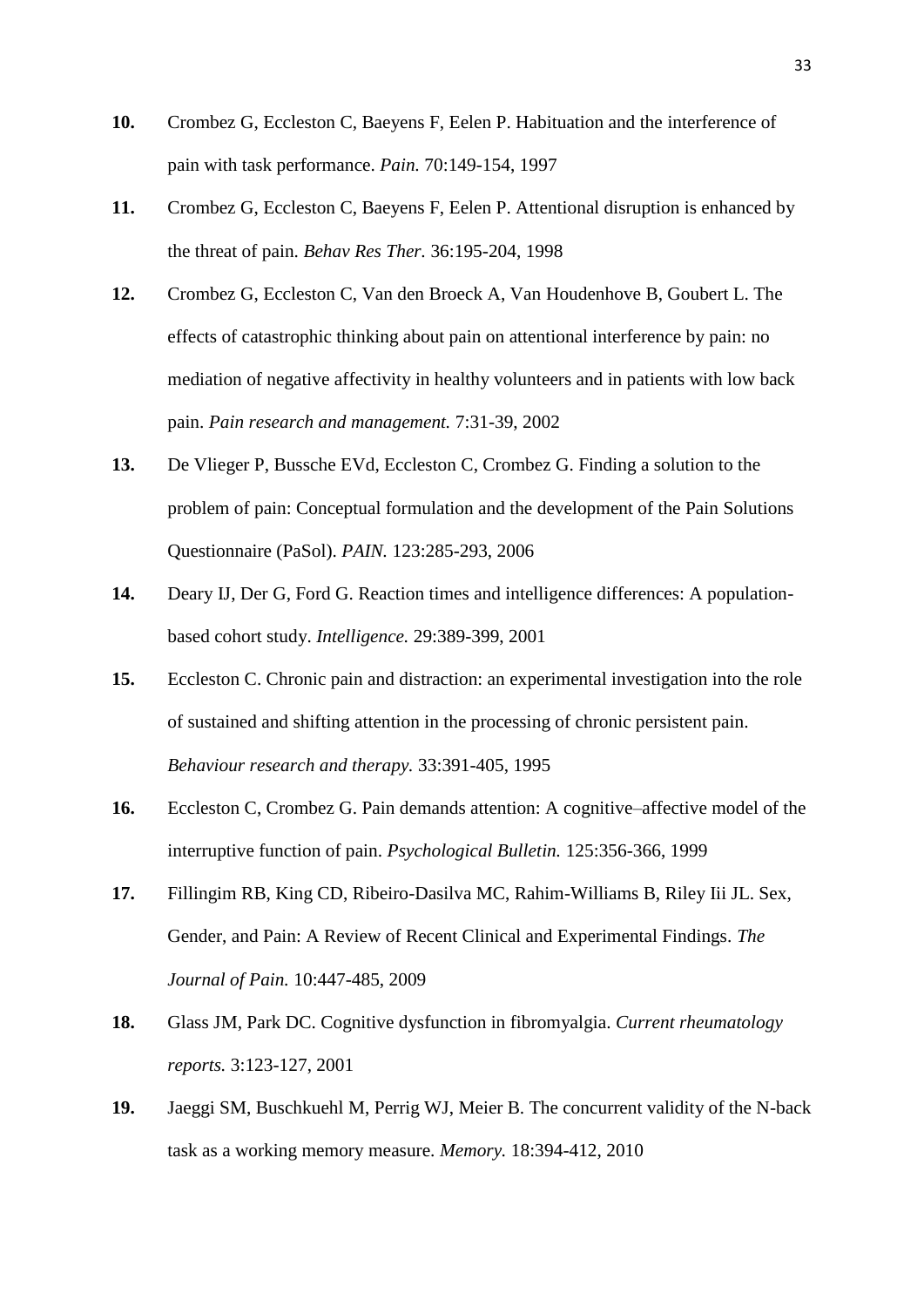**10.** Crombez G, Eccleston C, Baeyens F, Eelen P. Habituation and the interference of pain with task performance. *Pain.* 70:149-154, 1997

**11.** Crombez G, Eccleston C, Baeyens F, Eelen P. Attentional disruption is enhanced by the threat of pain. *Behav Res Ther.* 36:195-204, 1998

**12.** Crombez G, Eccleston C, Van den Broeck A, Van Houdenhove B, Goubert L. The effects of catastrophic thinking about pain on attentional interference by pain: no mediation of negative affectivity in healthy volunteers and in patients with low back pain. *Pain research and management.* 7:31-39, 2002

**13.** De Vlieger P, Bussche EVd, Eccleston C, Crombez G. Finding a solution to the problem of pain: Conceptual formulation and the development of the Pain Solutions Questionnaire (PaSol). *PAIN.* 123:285-293, 2006

**14.** Deary IJ, Der G, Ford G. Reaction times and intelligence differences: A population-based cohort study. *Intelligence.* 29:389-399, 2001

**15.** Eccleston C. Chronic pain and distraction: an experimental investigation into the role of sustained and shifting attention in the processing of chronic persistent pain. *Behaviour research and therapy.* 33:391-405, 1995

**16.** Eccleston C, Crombez G. Pain demands attention: A cognitive–affective model of the interruptive function of pain. *Psychological Bulletin.* 125:356-366, 1999

**17.** Fillingim RB, King CD, Ribeiro-Dasilva MC, Rahim-Williams B, Riley Iii JL. Sex, Gender, and Pain: A Review of Recent Clinical and Experimental Findings. *The Journal of Pain.* 10:447-485, 2009

**18.** Glass JM, Park DC. Cognitive dysfunction in fibromyalgia. *Current rheumatology reports.* 3:123-127, 2001

**19.** Jaeggi SM, Buschkuehl M, Perrig WJ, Meier B. The concurrent validity of the N-back task as a working memory measure. *Memory.* 18:394-412, 2010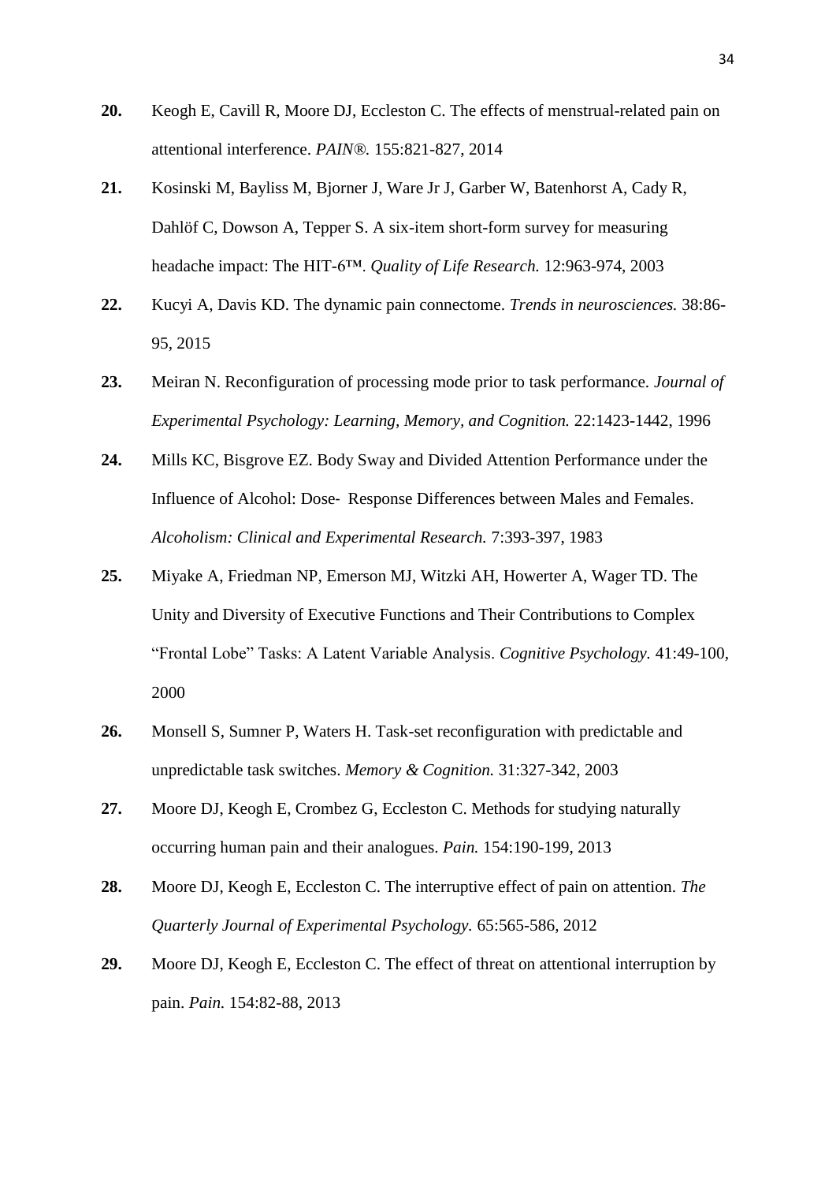**20.** Keogh E, Cavill R, Moore DJ, Eccleston C. The effects of menstrual-related pain on attentional interference. *PAIN®.* 155:821-827, 2014

**21.** Kosinski M, Bayliss M, Bjorner J, Ware Jr J, Garber W, Batenhorst A, Cady R, Dahlöf C, Dowson A, Tepper S. A six-item short-form survey for measuring headache impact: The HIT-6™. *Quality of Life Research.* 12:963-974, 2003

**22.** Kucyi A, Davis KD. The dynamic pain connectome. *Trends in neurosciences.* 38:86-95, 2015

**23.** Meiran N. Reconfiguration of processing mode prior to task performance. *Journal of Experimental Psychology: Learning, Memory, and Cognition.* 22:1423-1442, 1996

**24.** Mills KC, Bisgrove EZ. Body Sway and Divided Attention Performance under the Influence of Alcohol: Dose- Response Differences between Males and Females. *Alcoholism: Clinical and Experimental Research.* 7:393-397, 1983

**25.** Miyake A, Friedman NP, Emerson MJ, Witzki AH, Howerter A, Wager TD. The Unity and Diversity of Executive Functions and Their Contributions to Complex "Frontal Lobe" Tasks: A Latent Variable Analysis. *Cognitive Psychology.* 41:49-100, 2000

**26.** Monsell S, Sumner P, Waters H. Task-set reconfiguration with predictable and unpredictable task switches. *Memory & Cognition.* 31:327-342, 2003

**27.** Moore DJ, Keogh E, Crombez G, Eccleston C. Methods for studying naturally occurring human pain and their analogues. *Pain.* 154:190-199, 2013

**28.** Moore DJ, Keogh E, Eccleston C. The interruptive effect of pain on attention. *The Quarterly Journal of Experimental Psychology.* 65:565-586, 2012

**29.** Moore DJ, Keogh E, Eccleston C. The effect of threat on attentional interruption by pain. *Pain.* 154:82-88, 2013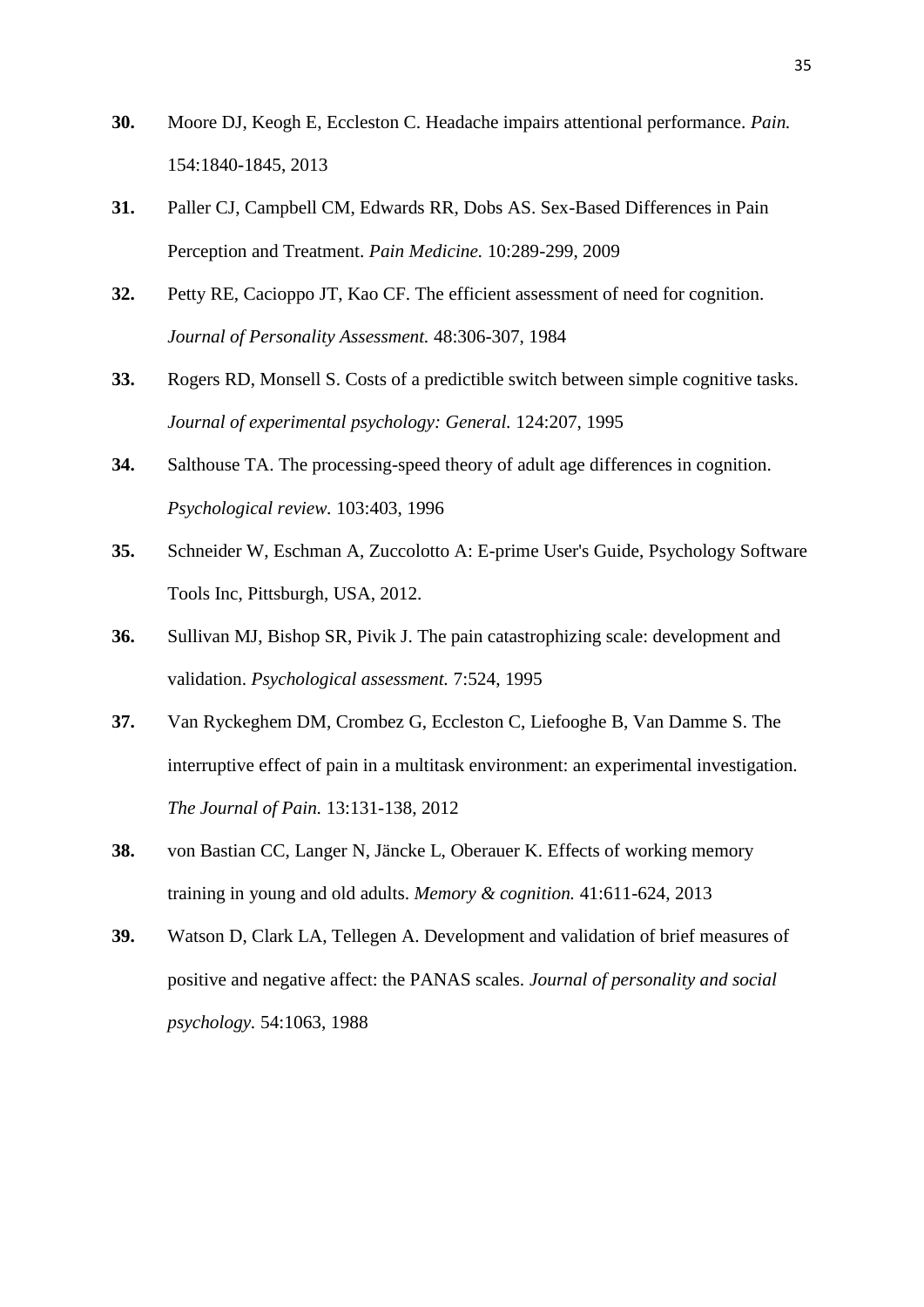**30.** Moore DJ, Keogh E, Eccleston C. Headache impairs attentional performance. *Pain.* 154:1840-1845, 2013

**31.** Paller CJ, Campbell CM, Edwards RR, Dobs AS. Sex-Based Differences in Pain Perception and Treatment. *Pain Medicine.* 10:289-299, 2009

**32.** Petty RE, Cacioppo JT, Kao CF. The efficient assessment of need for cognition. *Journal of Personality Assessment.* 48:306-307, 1984

**33.** Rogers RD, Monsell S. Costs of a predictible switch between simple cognitive tasks. *Journal of experimental psychology: General.* 124:207, 1995

**34.** Salthouse TA. The processing-speed theory of adult age differences in cognition. *Psychological review.* 103:403, 1996

**35.** Schneider W, Eschman A, Zuccolotto A: E-prime User's Guide, Psychology Software Tools Inc, Pittsburgh, USA, 2012.

**36.** Sullivan MJ, Bishop SR, Pivik J. The pain catastrophizing scale: development and validation. *Psychological assessment.* 7:524, 1995

**37.** Van Ryckeghem DM, Crombez G, Eccleston C, Liefooghe B, Van Damme S. The interruptive effect of pain in a multitask environment: an experimental investigation. *The Journal of Pain.* 13:131-138, 2012

**38.** von Bastian CC, Langer N, Jäncke L, Oberauer K. Effects of working memory training in young and old adults. *Memory & cognition.* 41:611-624, 2013

**39.** Watson D, Clark LA, Tellegen A. Development and validation of brief measures of positive and negative affect: the PANAS scales. *Journal of personality and social psychology.* 54:1063, 1988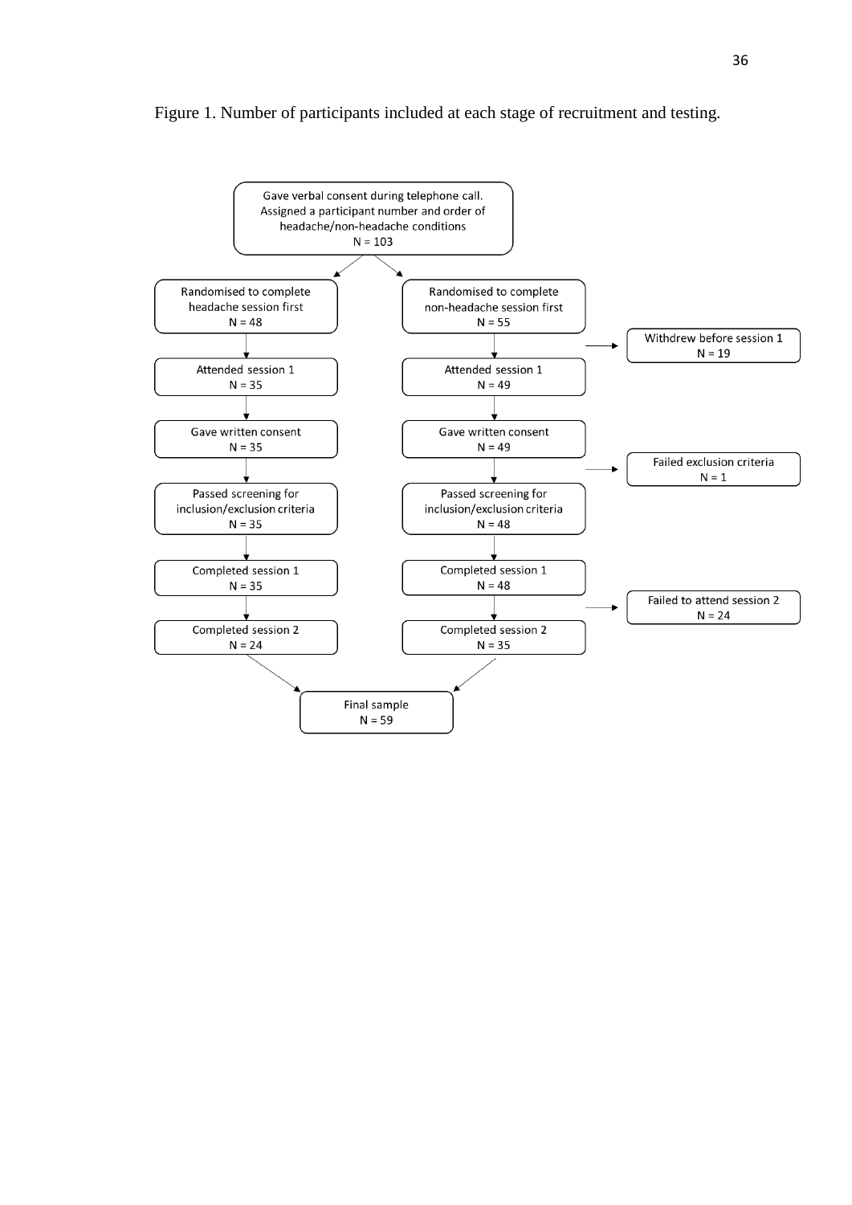Figure 1. Number of participants included at each stage of recruitment and testing.

Gave verbal consent during telephone call. Assigned a participant number and order of headache/non-headache conditions
N = 103

Randomised to complete headache session first
N = 48

Randomised to complete non-headache session first
N = 55

Withdrew before session 1
N = 19

Attended session 1
N = 35

Attended session 1
N = 49

Gave written consent
N = 35

Gave written consent
N = 49

Failed exclusion criteria
N = 1

Passed screening for inclusion/exclusion criteria
N = 35

Passed screening for inclusion/exclusion criteria
N = 48

Completed session 1
N = 35

Completed session 1
N = 48

Failed to attend session 2
N = 24

Completed session 2
N = 24

Completed session 2
N = 35

Final sample
N = 59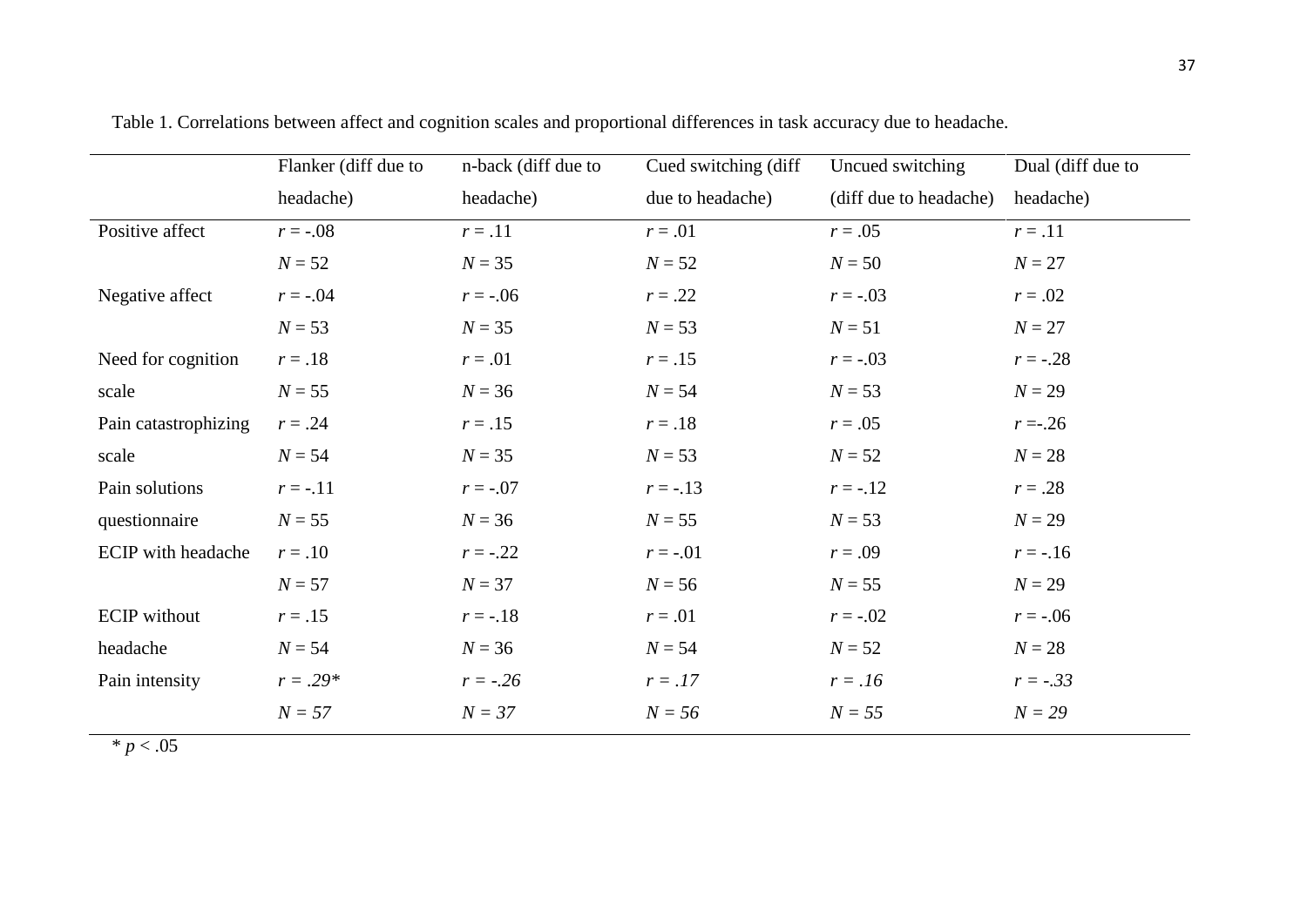Table 1. Correlations between affect and cognition scales and proportional differences in task accuracy due to headache.

| | Flanker (diff due to headache) | n-back (diff due to headache) | Cued switching (diff due to headache) | Uncued switching (diff due to headache) | Dual (diff due to headache) |
|---|---|---|---|---|---|
| Positive affect | $r = -.08$<br>$N = 52$ | $r = .11$<br>$N = 35$ | $r = .01$<br>$N = 52$ | $r = .05$<br>$N = 50$ | $r = .11$<br>$N = 27$ |
| Negative affect | $r = -.04$<br>$N = 53$ | $r = -.06$<br>$N = 35$ | $r = .22$<br>$N = 53$ | $r = -.03$<br>$N = 51$ | $r = .02$<br>$N = 27$ |
| Need for cognition scale | $r = .18$<br>$N = 55$ | $r = .01$<br>$N = 36$ | $r = .15$<br>$N = 54$ | $r = -.03$<br>$N = 53$ | $r = -.28$<br>$N = 29$ |
| Pain catastrophizing scale | $r = .24$<br>$N = 54$ | $r = .15$<br>$N = 35$ | $r = .18$<br>$N = 53$ | $r = .05$<br>$N = 52$ | $r = -.26$<br>$N = 28$ |
| Pain solutions questionnaire | $r = -.11$<br>$N = 55$ | $r = -.07$<br>$N = 36$ | $r = -.13$<br>$N = 55$ | $r = -.12$<br>$N = 53$ | $r = .28$<br>$N = 29$ |
| ECIP with headache | $r = .10$<br>$N = 57$ | $r = -.22$<br>$N = 37$ | $r = -.01$<br>$N = 56$ | $r = .09$<br>$N = 55$ | $r = -.16$<br>$N = 29$ |
| ECIP without headache | $r = .15$<br>$N = 54$ | $r = -.18$<br>$N = 36$ | $r = .01$<br>$N = 54$ | $r = -.02$<br>$N = 52$ | $r = -.06$<br>$N = 28$ |
| Pain intensity | $r = .29$*<br>$N = 57$ | $r = -.26$<br>$N = 37$ | $r = .17$<br>$N = 56$ | $r = .16$<br>$N = 55$ | $r = -.33$<br>$N = 29$ |

* $p < .05$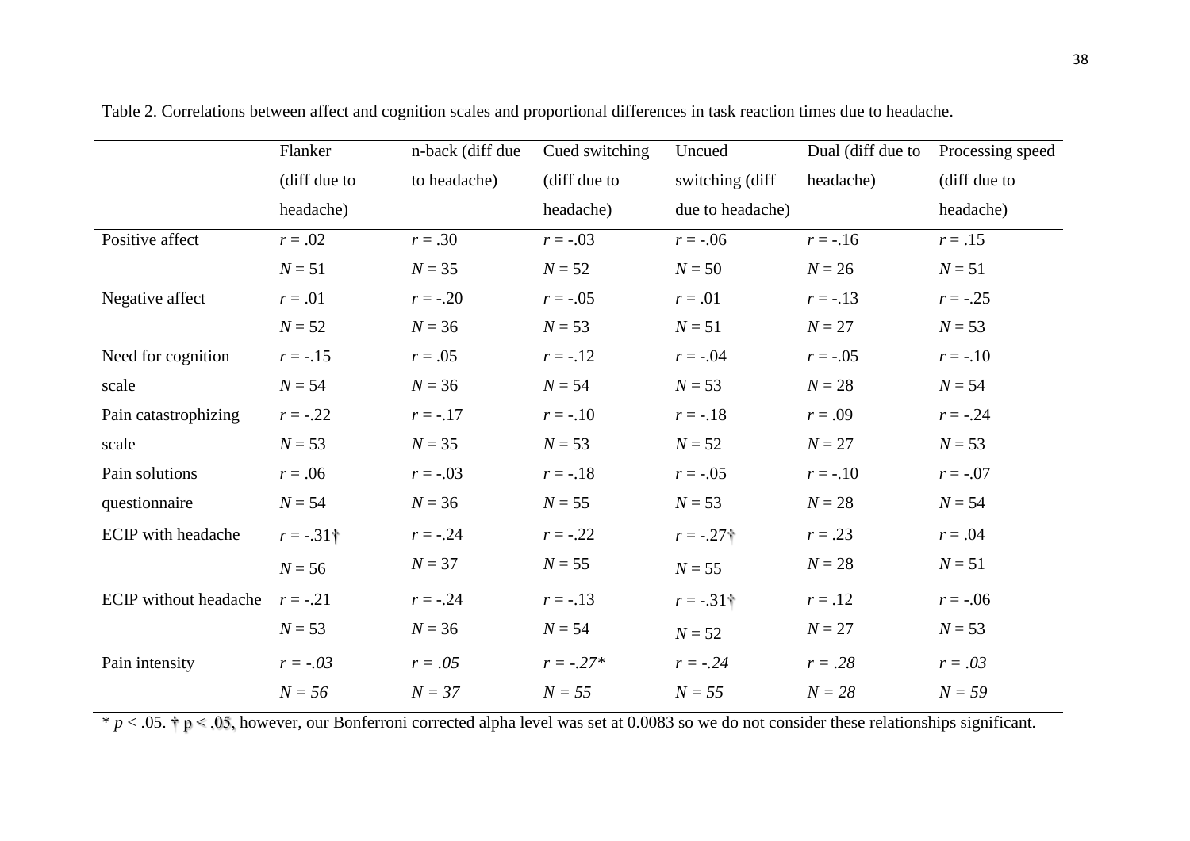Table 2. Correlations between affect and cognition scales and proportional differences in task reaction times due to headache.

| | Flanker (diff due to headache) | n-back (diff due to headache) | Cued switching (diff due to headache) | Uncued switching (diff due to headache) | Dual (diff due to headache) | Processing speed (diff due to headache) |
|---|---|---|---|---|---|---|
| Positive affect | *r* = .02<br>*N* = 51 | *r* = .30<br>*N* = 35 | *r* = -.03<br>*N* = 52 | *r* = -.06<br>*N* = 50 | *r* = -.16<br>*N* = 26 | *r* = .15<br>*N* = 51 |
| Negative affect | *r* = .01<br>*N* = 52 | *r* = -.20<br>*N* = 36 | *r* = -.05<br>*N* = 53 | *r* = .01<br>*N* = 51 | *r* = -.13<br>*N* = 27 | *r* = -.25<br>*N* = 53 |
| Need for cognition scale | *r* = -.15<br>*N* = 54 | *r* = .05<br>*N* = 36 | *r* = -.12<br>*N* = 54 | *r* = -.04<br>*N* = 53 | *r* = -.05<br>*N* = 28 | *r* = -.10<br>*N* = 54 |
| Pain catastrophizing scale | *r* = -.22<br>*N* = 53 | *r* = -.17<br>*N* = 35 | *r* = -.10<br>*N* = 53 | *r* = -.18<br>*N* = 52 | *r* = .09<br>*N* = 27 | *r* = -.24<br>*N* = 53 |
| Pain solutions questionnaire | *r* = .06<br>*N* = 54 | *r* = -.03<br>*N* = 36 | *r* = -.18<br>*N* = 55 | *r* = -.05<br>*N* = 53 | *r* = -.10<br>*N* = 28 | *r* = -.07<br>*N* = 54 |
| ECIP with headache | *r* = -.31†<br>*N* = 56 | *r* = -.24<br>*N* = 37 | *r* = -.22<br>*N* = 55 | *r* = -.27†<br>*N* = 55 | *r* = .23<br>*N* = 28 | *r* = .04<br>*N* = 51 |
| ECIP without headache | *r* = -.21<br>*N* = 53 | *r* = -.24<br>*N* = 36 | *r* = -.13<br>*N* = 54 | *r* = -.31†<br>*N* = 52 | *r* = .12<br>*N* = 27 | *r* = -.06<br>*N* = 53 |
| Pain intensity | *r = -.03*<br>*N = 56* | *r = .05*<br>*N = 37* | *r = -.27**<br>*N = 55* | *r = -.24*<br>*N = 55* | *r = .28*<br>*N = 28* | *r = .03*<br>*N = 59* |

* $p < .05$. † $p < .05$, however, our Bonferroni corrected alpha level was set at 0.0083 so we do not consider these relationships significant.